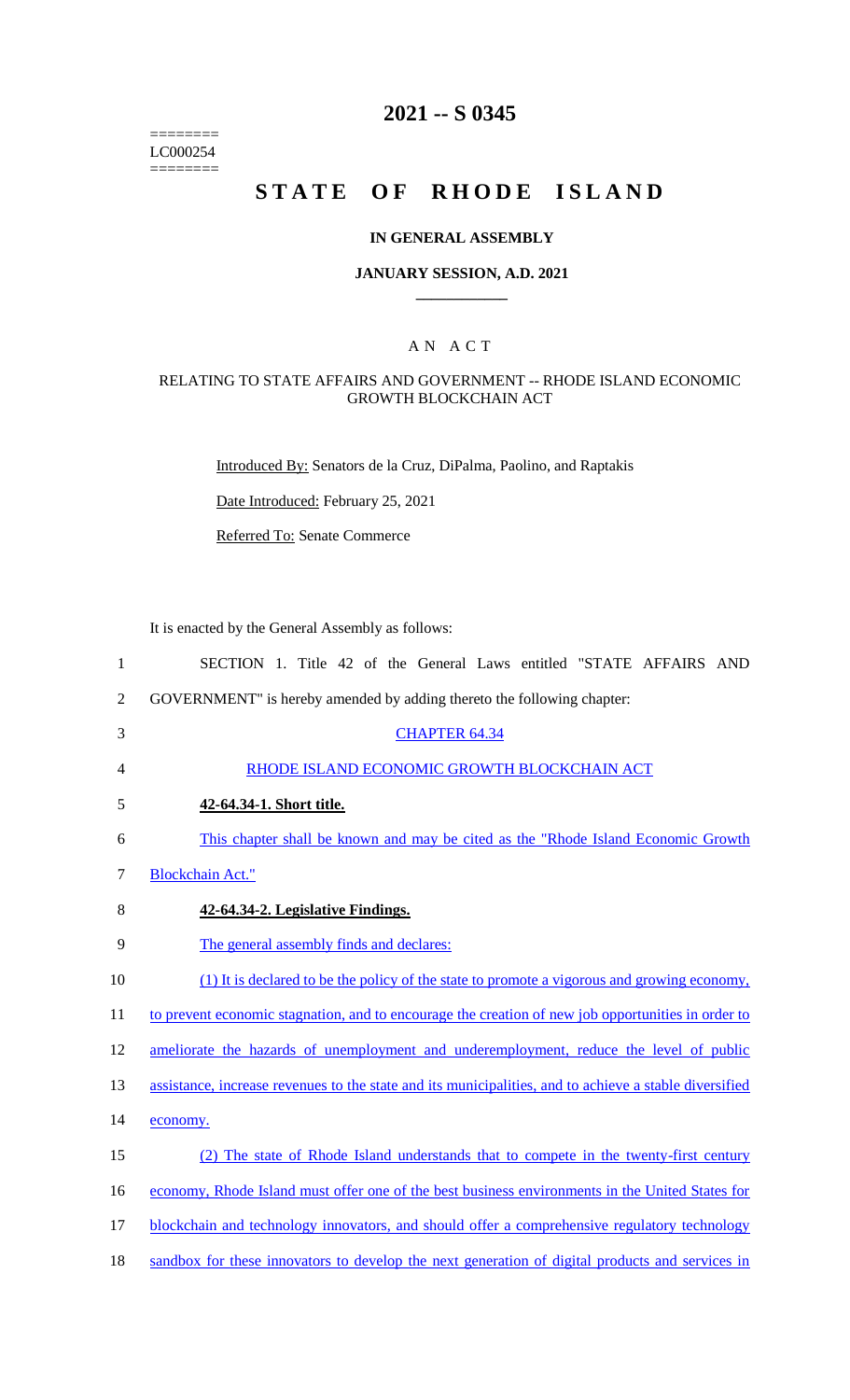========
LC000254
========

# 2021 -- S 0345

# STATE OF RHODE ISLAND

## IN GENERAL ASSEMBLY

### JANUARY SESSION, A.D. 2021

---

## A N A C T

### RELATING TO STATE AFFAIRS AND GOVERNMENT -- RHODE ISLAND ECONOMIC GROWTH BLOCKCHAIN ACT

Introduced By: Senators de la Cruz, DiPalma, Paolino, and Raptakis

Date Introduced: February 25, 2021

Referred To: Senate Commerce

It is enacted by the General Assembly as follows:

1 SECTION 1. Title 42 of the General Laws entitled "STATE AFFAIRS AND
2 GOVERNMENT" is hereby amended by adding thereto the following chapter:

3 CHAPTER 64.34

4 RHODE ISLAND ECONOMIC GROWTH BLOCKCHAIN ACT

5 **42-64.34-1. Short title.**

6 This chapter shall be known and may be cited as the "Rhode Island Economic Growth
7 Blockchain Act."

8 **42-64.34-2. Legislative Findings.**

9 The general assembly finds and declares:

10 (1) It is declared to be the policy of the state to promote a vigorous and growing economy,
11 to prevent economic stagnation, and to encourage the creation of new job opportunities in order to
12 ameliorate the hazards of unemployment and underemployment, reduce the level of public
13 assistance, increase revenues to the state and its municipalities, and to achieve a stable diversified
14 economy.

15 (2) The state of Rhode Island understands that to compete in the twenty-first century
16 economy, Rhode Island must offer one of the best business environments in the United States for
17 blockchain and technology innovators, and should offer a comprehensive regulatory technology
18 sandbox for these innovators to develop the next generation of digital products and services in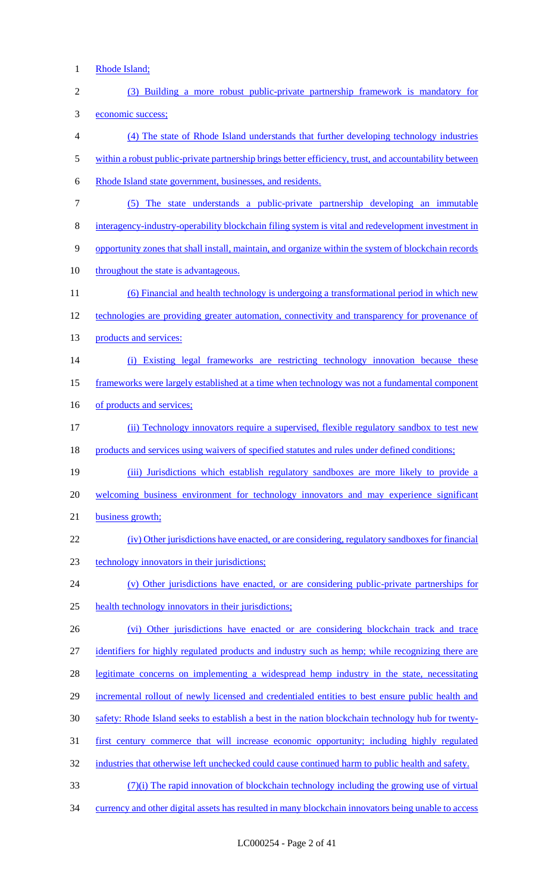Rhode Island;

(3) Building a more robust public-private partnership framework is mandatory for economic success;

(4) The state of Rhode Island understands that further developing technology industries within a robust public-private partnership brings better efficiency, trust, and accountability between Rhode Island state government, businesses, and residents.

(5) The state understands a public-private partnership developing an immutable interagency-industry-operability blockchain filing system is vital and redevelopment investment in opportunity zones that shall install, maintain, and organize within the system of blockchain records throughout the state is advantageous.

(6) Financial and health technology is undergoing a transformational period in which new technologies are providing greater automation, connectivity and transparency for provenance of products and services:

(i) Existing legal frameworks are restricting technology innovation because these frameworks were largely established at a time when technology was not a fundamental component of products and services;

(ii) Technology innovators require a supervised, flexible regulatory sandbox to test new products and services using waivers of specified statutes and rules under defined conditions;

(iii) Jurisdictions which establish regulatory sandboxes are more likely to provide a welcoming business environment for technology innovators and may experience significant business growth;

(iv) Other jurisdictions have enacted, or are considering, regulatory sandboxes for financial technology innovators in their jurisdictions;

(v) Other jurisdictions have enacted, or are considering public-private partnerships for health technology innovators in their jurisdictions;

(vi) Other jurisdictions have enacted or are considering blockchain track and trace identifiers for highly regulated products and industry such as hemp; while recognizing there are legitimate concerns on implementing a widespread hemp industry in the state, necessitating incremental rollout of newly licensed and credentialed entities to best ensure public health and safety: Rhode Island seeks to establish a best in the nation blockchain technology hub for twenty-first century commerce that will increase economic opportunity; including highly regulated industries that otherwise left unchecked could cause continued harm to public health and safety.

(7)(i) The rapid innovation of blockchain technology including the growing use of virtual currency and other digital assets has resulted in many blockchain innovators being unable to access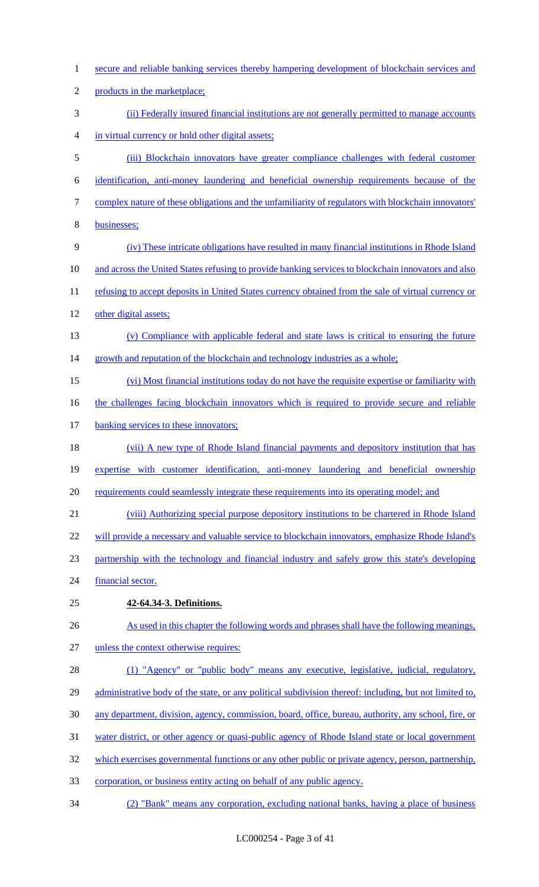secure and reliable banking services thereby hampering development of blockchain services and products in the marketplace;

(ii) Federally insured financial institutions are not generally permitted to manage accounts in virtual currency or hold other digital assets;

(iii) Blockchain innovators have greater compliance challenges with federal customer identification, anti-money laundering and beneficial ownership requirements because of the complex nature of these obligations and the unfamiliarity of regulators with blockchain innovators' businesses;

(iv) These intricate obligations have resulted in many financial institutions in Rhode Island and across the United States refusing to provide banking services to blockchain innovators and also refusing to accept deposits in United States currency obtained from the sale of virtual currency or other digital assets;

(v) Compliance with applicable federal and state laws is critical to ensuring the future growth and reputation of the blockchain and technology industries as a whole;

(vi) Most financial institutions today do not have the requisite expertise or familiarity with the challenges facing blockchain innovators which is required to provide secure and reliable banking services to these innovators;

(vii) A new type of Rhode Island financial payments and depository institution that has expertise with customer identification, anti-money laundering and beneficial ownership requirements could seamlessly integrate these requirements into its operating model; and

(viii) Authorizing special purpose depository institutions to be chartered in Rhode Island will provide a necessary and valuable service to blockchain innovators, emphasize Rhode Island's partnership with the technology and financial industry and safely grow this state's developing financial sector.

**42-64.34-3. Definitions.**

As used in this chapter the following words and phrases shall have the following meanings, unless the context otherwise requires:

(1) "Agency" or "public body" means any executive, legislative, judicial, regulatory, administrative body of the state, or any political subdivision thereof: including, but not limited to, any department, division, agency, commission, board, office, bureau, authority, any school, fire, or water district, or other agency or quasi-public agency of Rhode Island state or local government which exercises governmental functions or any other public or private agency, person, partnership, corporation, or business entity acting on behalf of any public agency.

(2) "Bank" means any corporation, excluding national banks, having a place of business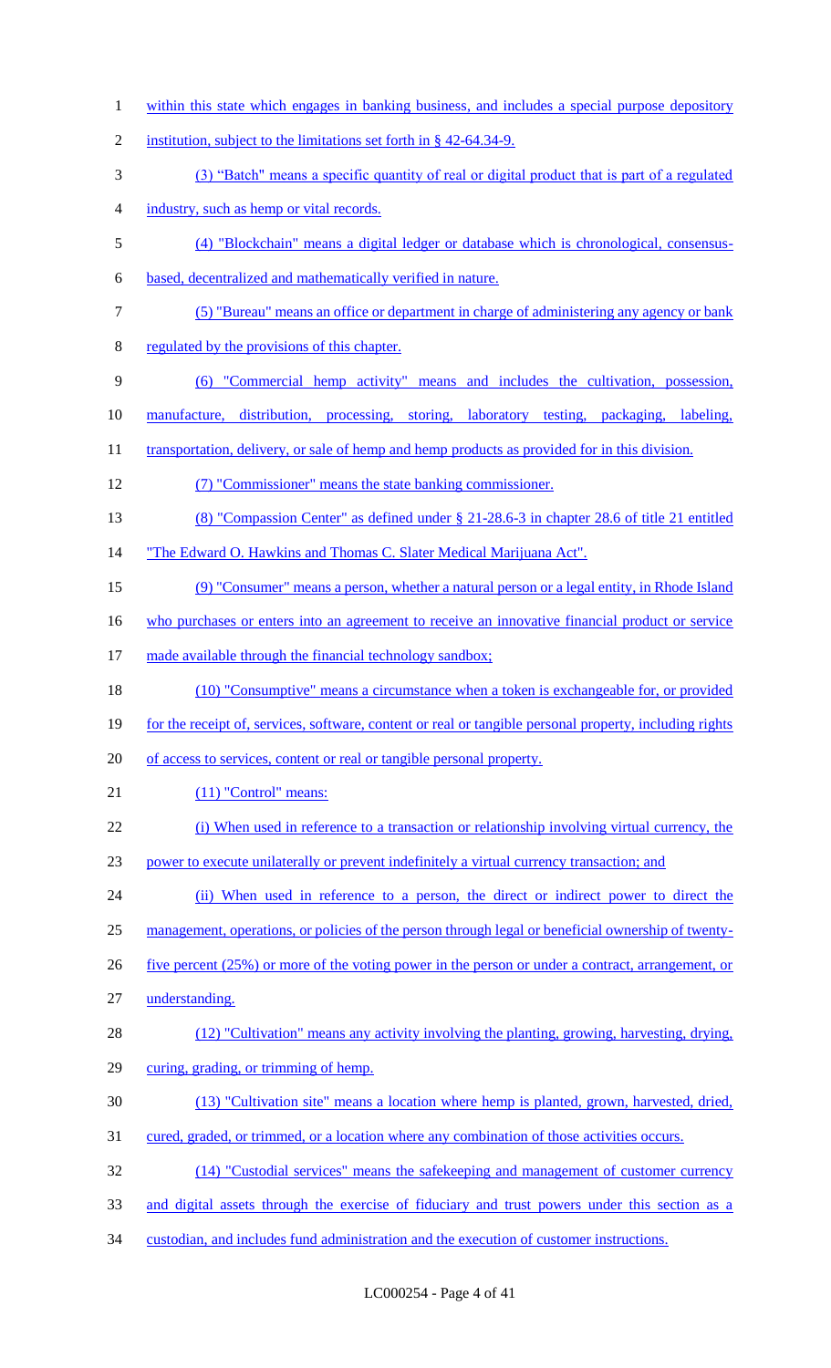within this state which engages in banking business, and includes a special purpose depository institution, subject to the limitations set forth in § 42-64.34-9.

(3) "Batch" means a specific quantity of real or digital product that is part of a regulated industry, such as hemp or vital records.

(4) "Blockchain" means a digital ledger or database which is chronological, consensus-based, decentralized and mathematically verified in nature.

(5) "Bureau" means an office or department in charge of administering any agency or bank regulated by the provisions of this chapter.

(6) "Commercial hemp activity" means and includes the cultivation, possession, manufacture, distribution, processing, storing, laboratory testing, packaging, labeling, transportation, delivery, or sale of hemp and hemp products as provided for in this division.

(7) "Commissioner" means the state banking commissioner.

(8) "Compassion Center" as defined under § 21-28.6-3 in chapter 28.6 of title 21 entitled "The Edward O. Hawkins and Thomas C. Slater Medical Marijuana Act".

(9) "Consumer" means a person, whether a natural person or a legal entity, in Rhode Island who purchases or enters into an agreement to receive an innovative financial product or service made available through the financial technology sandbox;

(10) "Consumptive" means a circumstance when a token is exchangeable for, or provided for the receipt of, services, software, content or real or tangible personal property, including rights of access to services, content or real or tangible personal property.

(11) "Control" means:

(i) When used in reference to a transaction or relationship involving virtual currency, the power to execute unilaterally or prevent indefinitely a virtual currency transaction; and

(ii) When used in reference to a person, the direct or indirect power to direct the management, operations, or policies of the person through legal or beneficial ownership of twenty-five percent (25%) or more of the voting power in the person or under a contract, arrangement, or understanding.

(12) "Cultivation" means any activity involving the planting, growing, harvesting, drying, curing, grading, or trimming of hemp.

(13) "Cultivation site" means a location where hemp is planted, grown, harvested, dried, cured, graded, or trimmed, or a location where any combination of those activities occurs.

(14) "Custodial services" means the safekeeping and management of customer currency and digital assets through the exercise of fiduciary and trust powers under this section as a custodian, and includes fund administration and the execution of customer instructions.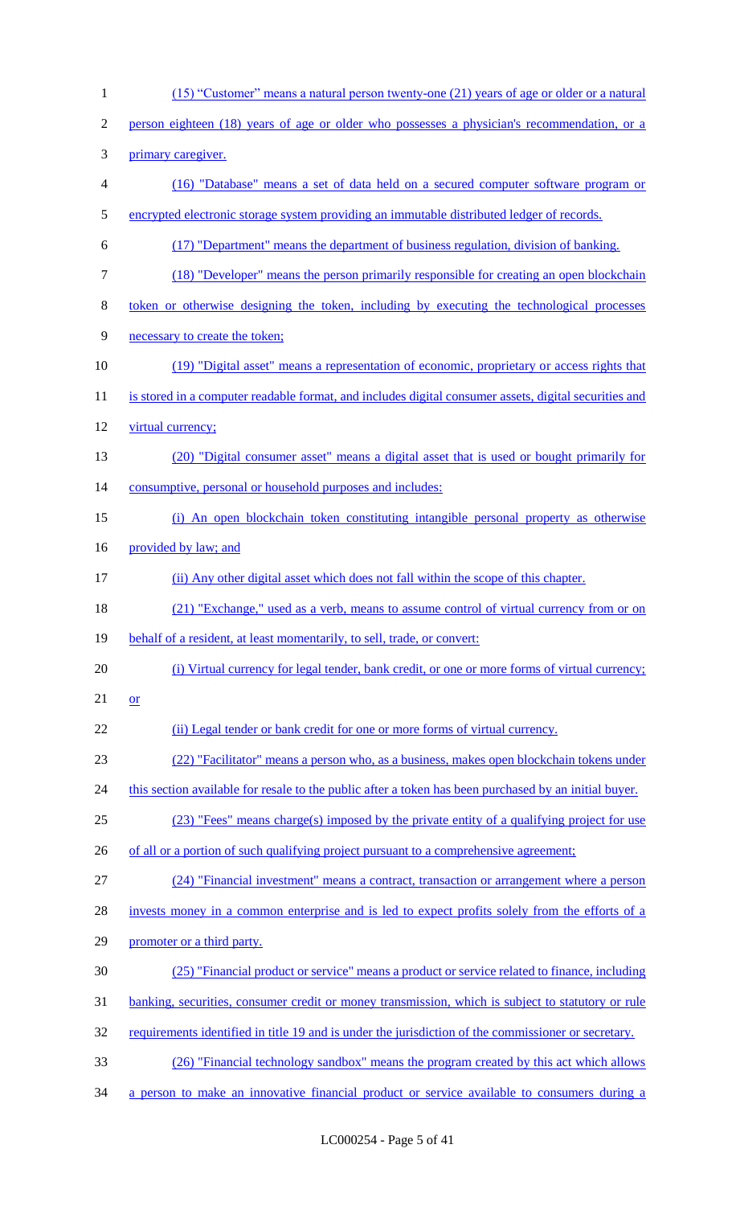(15) "Customer" means a natural person twenty-one (21) years of age or older or a natural person eighteen (18) years of age or older who possesses a physician's recommendation, or a primary caregiver.

(16) "Database" means a set of data held on a secured computer software program or encrypted electronic storage system providing an immutable distributed ledger of records.

(17) "Department" means the department of business regulation, division of banking.

(18) "Developer" means the person primarily responsible for creating an open blockchain token or otherwise designing the token, including by executing the technological processes necessary to create the token;

(19) "Digital asset" means a representation of economic, proprietary or access rights that is stored in a computer readable format, and includes digital consumer assets, digital securities and virtual currency;

(20) "Digital consumer asset" means a digital asset that is used or bought primarily for consumptive, personal or household purposes and includes:

(i) An open blockchain token constituting intangible personal property as otherwise provided by law; and

(ii) Any other digital asset which does not fall within the scope of this chapter.

(21) "Exchange," used as a verb, means to assume control of virtual currency from or on behalf of a resident, at least momentarily, to sell, trade, or convert:

(i) Virtual currency for legal tender, bank credit, or one or more forms of virtual currency; or

(ii) Legal tender or bank credit for one or more forms of virtual currency.

(22) "Facilitator" means a person who, as a business, makes open blockchain tokens under this section available for resale to the public after a token has been purchased by an initial buyer.

(23) "Fees" means charge(s) imposed by the private entity of a qualifying project for use of all or a portion of such qualifying project pursuant to a comprehensive agreement;

(24) "Financial investment" means a contract, transaction or arrangement where a person invests money in a common enterprise and is led to expect profits solely from the efforts of a promoter or a third party.

(25) "Financial product or service" means a product or service related to finance, including banking, securities, consumer credit or money transmission, which is subject to statutory or rule requirements identified in title 19 and is under the jurisdiction of the commissioner or secretary.

(26) "Financial technology sandbox" means the program created by this act which allows a person to make an innovative financial product or service available to consumers during a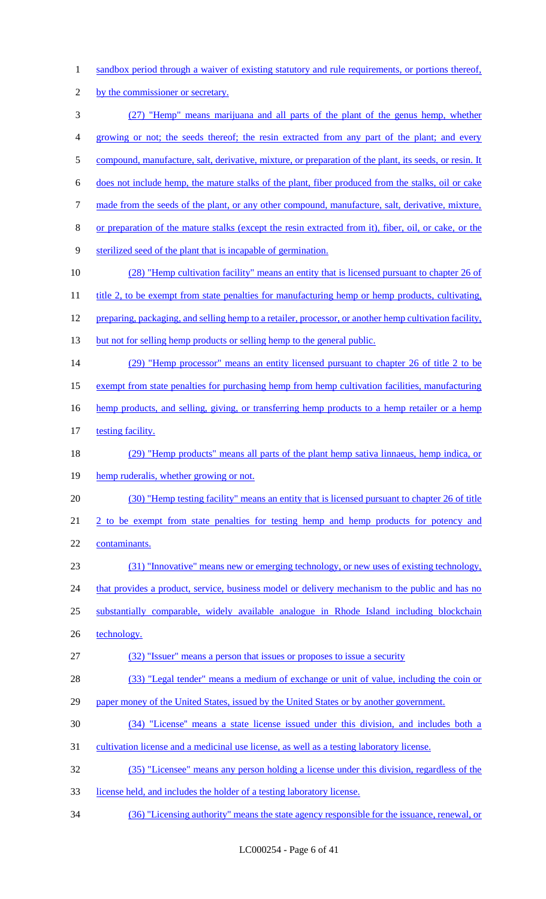sandbox period through a waiver of existing statutory and rule requirements, or portions thereof, by the commissioner or secretary.

(27) "Hemp" means marijuana and all parts of the plant of the genus hemp, whether growing or not; the seeds thereof; the resin extracted from any part of the plant; and every compound, manufacture, salt, derivative, mixture, or preparation of the plant, its seeds, or resin. It does not include hemp, the mature stalks of the plant, fiber produced from the stalks, oil or cake made from the seeds of the plant, or any other compound, manufacture, salt, derivative, mixture, or preparation of the mature stalks (except the resin extracted from it), fiber, oil, or cake, or the sterilized seed of the plant that is incapable of germination.

(28) "Hemp cultivation facility" means an entity that is licensed pursuant to chapter 26 of title 2, to be exempt from state penalties for manufacturing hemp or hemp products, cultivating, preparing, packaging, and selling hemp to a retailer, processor, or another hemp cultivation facility, but not for selling hemp products or selling hemp to the general public.

(29) "Hemp processor" means an entity licensed pursuant to chapter 26 of title 2 to be exempt from state penalties for purchasing hemp from hemp cultivation facilities, manufacturing hemp products, and selling, giving, or transferring hemp products to a hemp retailer or a hemp testing facility.

(29) "Hemp products" means all parts of the plant hemp sativa linnaeus, hemp indica, or hemp ruderalis, whether growing or not.

(30) "Hemp testing facility" means an entity that is licensed pursuant to chapter 26 of title 2 to be exempt from state penalties for testing hemp and hemp products for potency and contaminants.

(31) "Innovative" means new or emerging technology, or new uses of existing technology, that provides a product, service, business model or delivery mechanism to the public and has no substantially comparable, widely available analogue in Rhode Island including blockchain technology.

(32) "Issuer" means a person that issues or proposes to issue a security

(33) "Legal tender" means a medium of exchange or unit of value, including the coin or paper money of the United States, issued by the United States or by another government.

(34) "License" means a state license issued under this division, and includes both a cultivation license and a medicinal use license, as well as a testing laboratory license.

(35) "Licensee" means any person holding a license under this division, regardless of the license held, and includes the holder of a testing laboratory license.

(36) "Licensing authority" means the state agency responsible for the issuance, renewal, or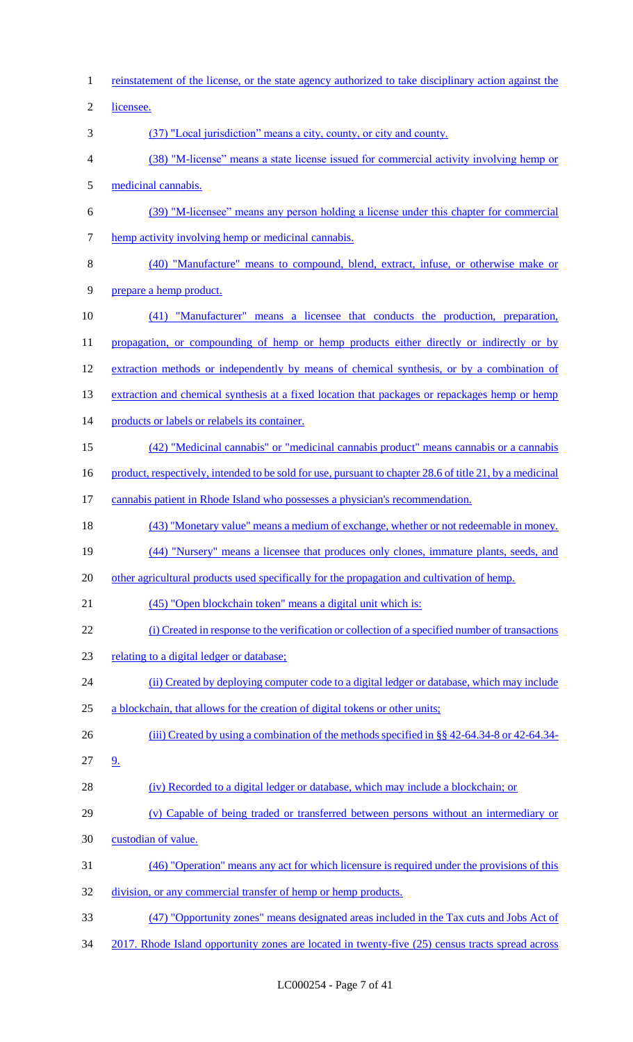reinstatement of the license, or the state agency authorized to take disciplinary action against the licensee.

(37) "Local jurisdiction" means a city, county, or city and county.

(38) "M-license" means a state license issued for commercial activity involving hemp or medicinal cannabis.

(39) "M-licensee" means any person holding a license under this chapter for commercial hemp activity involving hemp or medicinal cannabis.

(40) "Manufacture" means to compound, blend, extract, infuse, or otherwise make or prepare a hemp product.

(41) "Manufacturer" means a licensee that conducts the production, preparation, propagation, or compounding of hemp or hemp products either directly or indirectly or by extraction methods or independently by means of chemical synthesis, or by a combination of extraction and chemical synthesis at a fixed location that packages or repackages hemp or hemp products or labels or relabels its container.

(42) "Medicinal cannabis" or "medicinal cannabis product" means cannabis or a cannabis product, respectively, intended to be sold for use, pursuant to chapter 28.6 of title 21, by a medicinal cannabis patient in Rhode Island who possesses a physician's recommendation.

(43) "Monetary value" means a medium of exchange, whether or not redeemable in money.

(44) "Nursery" means a licensee that produces only clones, immature plants, seeds, and other agricultural products used specifically for the propagation and cultivation of hemp.

(45) "Open blockchain token" means a digital unit which is:

(i) Created in response to the verification or collection of a specified number of transactions relating to a digital ledger or database;

(ii) Created by deploying computer code to a digital ledger or database, which may include a blockchain, that allows for the creation of digital tokens or other units;

(iii) Created by using a combination of the methods specified in §§ 42-64.34-8 or 42-64.34-9.

(iv) Recorded to a digital ledger or database, which may include a blockchain; or

(v) Capable of being traded or transferred between persons without an intermediary or custodian of value.

(46) "Operation" means any act for which licensure is required under the provisions of this division, or any commercial transfer of hemp or hemp products.

(47) "Opportunity zones" means designated areas included in the Tax cuts and Jobs Act of 2017. Rhode Island opportunity zones are located in twenty-five (25) census tracts spread across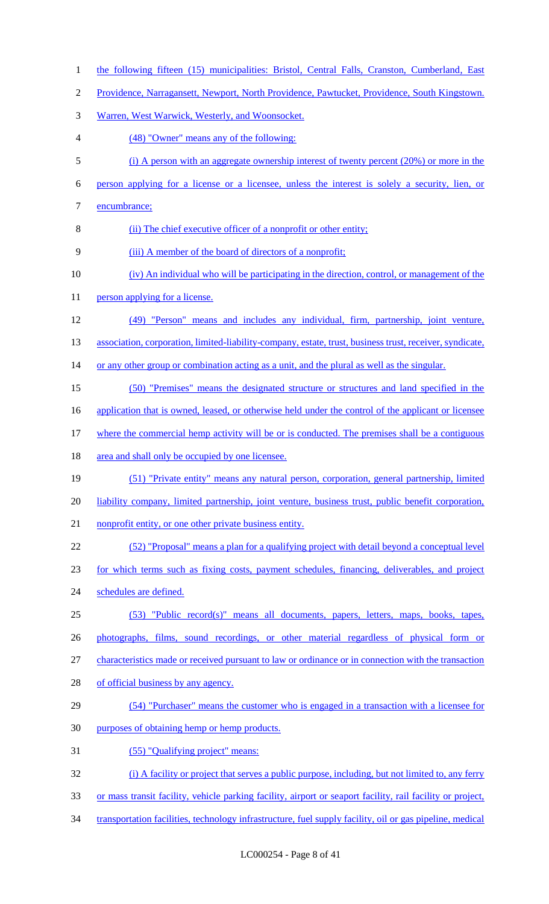the following fifteen (15) municipalities: Bristol, Central Falls, Cranston, Cumberland, East Providence, Narragansett, Newport, North Providence, Pawtucket, Providence, South Kingstown. Warren, West Warwick, Westerly, and Woonsocket.

(48) "Owner" means any of the following:

(i) A person with an aggregate ownership interest of twenty percent (20%) or more in the person applying for a license or a licensee, unless the interest is solely a security, lien, or encumbrance;

(ii) The chief executive officer of a nonprofit or other entity;

(iii) A member of the board of directors of a nonprofit;

(iv) An individual who will be participating in the direction, control, or management of the person applying for a license.

(49) "Person" means and includes any individual, firm, partnership, joint venture, association, corporation, limited-liability-company, estate, trust, business trust, receiver, syndicate, or any other group or combination acting as a unit, and the plural as well as the singular.

(50) "Premises" means the designated structure or structures and land specified in the application that is owned, leased, or otherwise held under the control of the applicant or licensee where the commercial hemp activity will be or is conducted. The premises shall be a contiguous area and shall only be occupied by one licensee.

(51) "Private entity" means any natural person, corporation, general partnership, limited liability company, limited partnership, joint venture, business trust, public benefit corporation, nonprofit entity, or one other private business entity.

(52) "Proposal" means a plan for a qualifying project with detail beyond a conceptual level for which terms such as fixing costs, payment schedules, financing, deliverables, and project schedules are defined.

(53) "Public record(s)" means all documents, papers, letters, maps, books, tapes, photographs, films, sound recordings, or other material regardless of physical form or characteristics made or received pursuant to law or ordinance or in connection with the transaction of official business by any agency.

(54) "Purchaser" means the customer who is engaged in a transaction with a licensee for purposes of obtaining hemp or hemp products.

(55) "Qualifying project" means:

(i) A facility or project that serves a public purpose, including, but not limited to, any ferry or mass transit facility, vehicle parking facility, airport or seaport facility, rail facility or project, transportation facilities, technology infrastructure, fuel supply facility, oil or gas pipeline, medical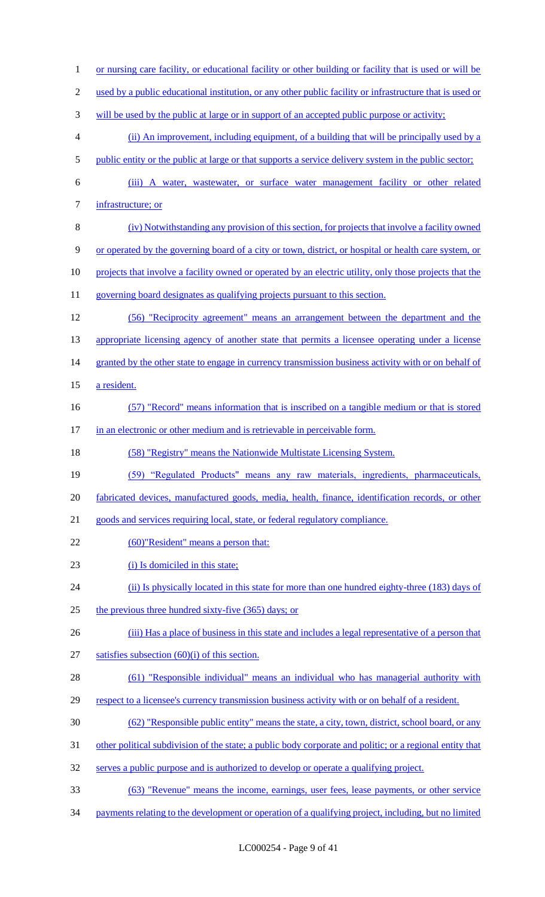or nursing care facility, or educational facility or other building or facility that is used or will be used by a public educational institution, or any other public facility or infrastructure that is used or will be used by the public at large or in support of an accepted public purpose or activity;

(ii) An improvement, including equipment, of a building that will be principally used by a public entity or the public at large or that supports a service delivery system in the public sector;

(iii) A water, wastewater, or surface water management facility or other related infrastructure; or

(iv) Notwithstanding any provision of this section, for projects that involve a facility owned or operated by the governing board of a city or town, district, or hospital or health care system, or projects that involve a facility owned or operated by an electric utility, only those projects that the governing board designates as qualifying projects pursuant to this section.

(56) "Reciprocity agreement" means an arrangement between the department and the appropriate licensing agency of another state that permits a licensee operating under a license granted by the other state to engage in currency transmission business activity with or on behalf of a resident.

(57) "Record" means information that is inscribed on a tangible medium or that is stored in an electronic or other medium and is retrievable in perceivable form.

(58) "Registry" means the Nationwide Multistate Licensing System.

(59) "Regulated Products" means any raw materials, ingredients, pharmaceuticals, fabricated devices, manufactured goods, media, health, finance, identification records, or other goods and services requiring local, state, or federal regulatory compliance.

(60)"Resident" means a person that:

(i) Is domiciled in this state;

(ii) Is physically located in this state for more than one hundred eighty-three (183) days of the previous three hundred sixty-five (365) days; or

(iii) Has a place of business in this state and includes a legal representative of a person that satisfies subsection (60)(i) of this section.

(61) "Responsible individual" means an individual who has managerial authority with respect to a licensee's currency transmission business activity with or on behalf of a resident.

(62) "Responsible public entity" means the state, a city, town, district, school board, or any other political subdivision of the state; a public body corporate and politic; or a regional entity that serves a public purpose and is authorized to develop or operate a qualifying project.

(63) "Revenue" means the income, earnings, user fees, lease payments, or other service payments relating to the development or operation of a qualifying project, including, but no limited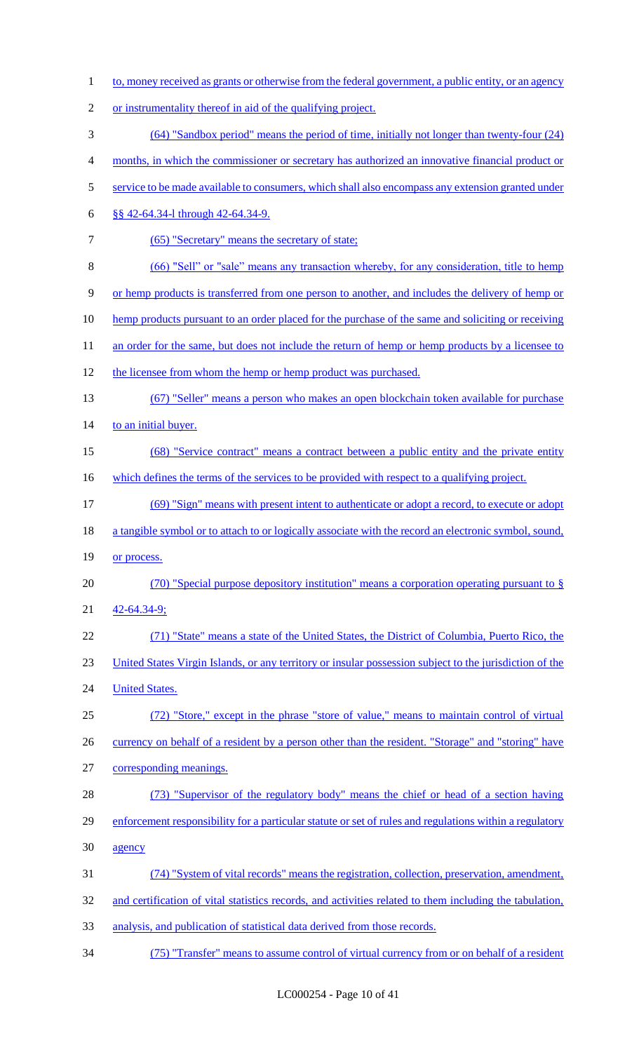to, money received as grants or otherwise from the federal government, a public entity, or an agency or instrumentality thereof in aid of the qualifying project.

(64) "Sandbox period" means the period of time, initially not longer than twenty-four (24) months, in which the commissioner or secretary has authorized an innovative financial product or service to be made available to consumers, which shall also encompass any extension granted under §§ 42-64.34-l through 42-64.34-9.

(65) "Secretary" means the secretary of state;

(66) "Sell" or "sale" means any transaction whereby, for any consideration, title to hemp or hemp products is transferred from one person to another, and includes the delivery of hemp or hemp products pursuant to an order placed for the purchase of the same and soliciting or receiving an order for the same, but does not include the return of hemp or hemp products by a licensee to the licensee from whom the hemp or hemp product was purchased.

(67) "Seller" means a person who makes an open blockchain token available for purchase to an initial buyer.

(68) "Service contract" means a contract between a public entity and the private entity which defines the terms of the services to be provided with respect to a qualifying project.

(69) "Sign" means with present intent to authenticate or adopt a record, to execute or adopt a tangible symbol or to attach to or logically associate with the record an electronic symbol, sound, or process.

(70) "Special purpose depository institution" means a corporation operating pursuant to § 42-64.34-9;

(71) "State" means a state of the United States, the District of Columbia, Puerto Rico, the United States Virgin Islands, or any territory or insular possession subject to the jurisdiction of the United States.

(72) "Store," except in the phrase "store of value," means to maintain control of virtual currency on behalf of a resident by a person other than the resident. "Storage" and "storing" have corresponding meanings.

(73) "Supervisor of the regulatory body" means the chief or head of a section having enforcement responsibility for a particular statute or set of rules and regulations within a regulatory agency

(74) "System of vital records" means the registration, collection, preservation, amendment, and certification of vital statistics records, and activities related to them including the tabulation, analysis, and publication of statistical data derived from those records.

(75) "Transfer" means to assume control of virtual currency from or on behalf of a resident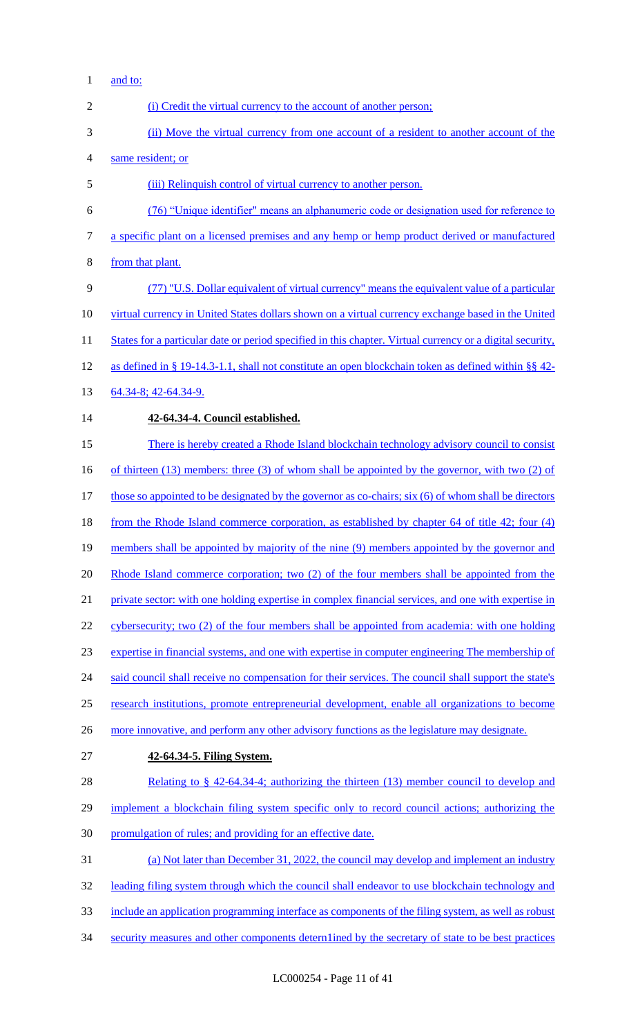and to:

(i) Credit the virtual currency to the account of another person;

(ii) Move the virtual currency from one account of a resident to another account of the same resident; or

(iii) Relinquish control of virtual currency to another person.

(76) "Unique identifier" means an alphanumeric code or designation used for reference to a specific plant on a licensed premises and any hemp or hemp product derived or manufactured from that plant.

(77) "U.S. Dollar equivalent of virtual currency" means the equivalent value of a particular virtual currency in United States dollars shown on a virtual currency exchange based in the United States for a particular date or period specified in this chapter. Virtual currency or a digital security, as defined in § 19-14.3-1.1, shall not constitute an open blockchain token as defined within §§ 42-64.34-8; 42-64.34-9.

**42-64.34-4. Council established.**

There is hereby created a Rhode Island blockchain technology advisory council to consist of thirteen (13) members: three (3) of whom shall be appointed by the governor, with two (2) of those so appointed to be designated by the governor as co-chairs; six (6) of whom shall be directors from the Rhode Island commerce corporation, as established by chapter 64 of title 42; four (4) members shall be appointed by majority of the nine (9) members appointed by the governor and Rhode Island commerce corporation; two (2) of the four members shall be appointed from the private sector: with one holding expertise in complex financial services, and one with expertise in cybersecurity; two (2) of the four members shall be appointed from academia: with one holding expertise in financial systems, and one with expertise in computer engineering The membership of said council shall receive no compensation for their services. The council shall support the state's research institutions, promote entrepreneurial development, enable all organizations to become more innovative, and perform any other advisory functions as the legislature may designate.

**42-64.34-5. Filing System.**

Relating to § 42-64.34-4; authorizing the thirteen (13) member council to develop and implement a blockchain filing system specific only to record council actions; authorizing the promulgation of rules; and providing for an effective date.

(a) Not later than December 31, 2022, the council may develop and implement an industry leading filing system through which the council shall endeavor to use blockchain technology and include an application programming interface as components of the filing system, as well as robust security measures and other components detern1ined by the secretary of state to be best practices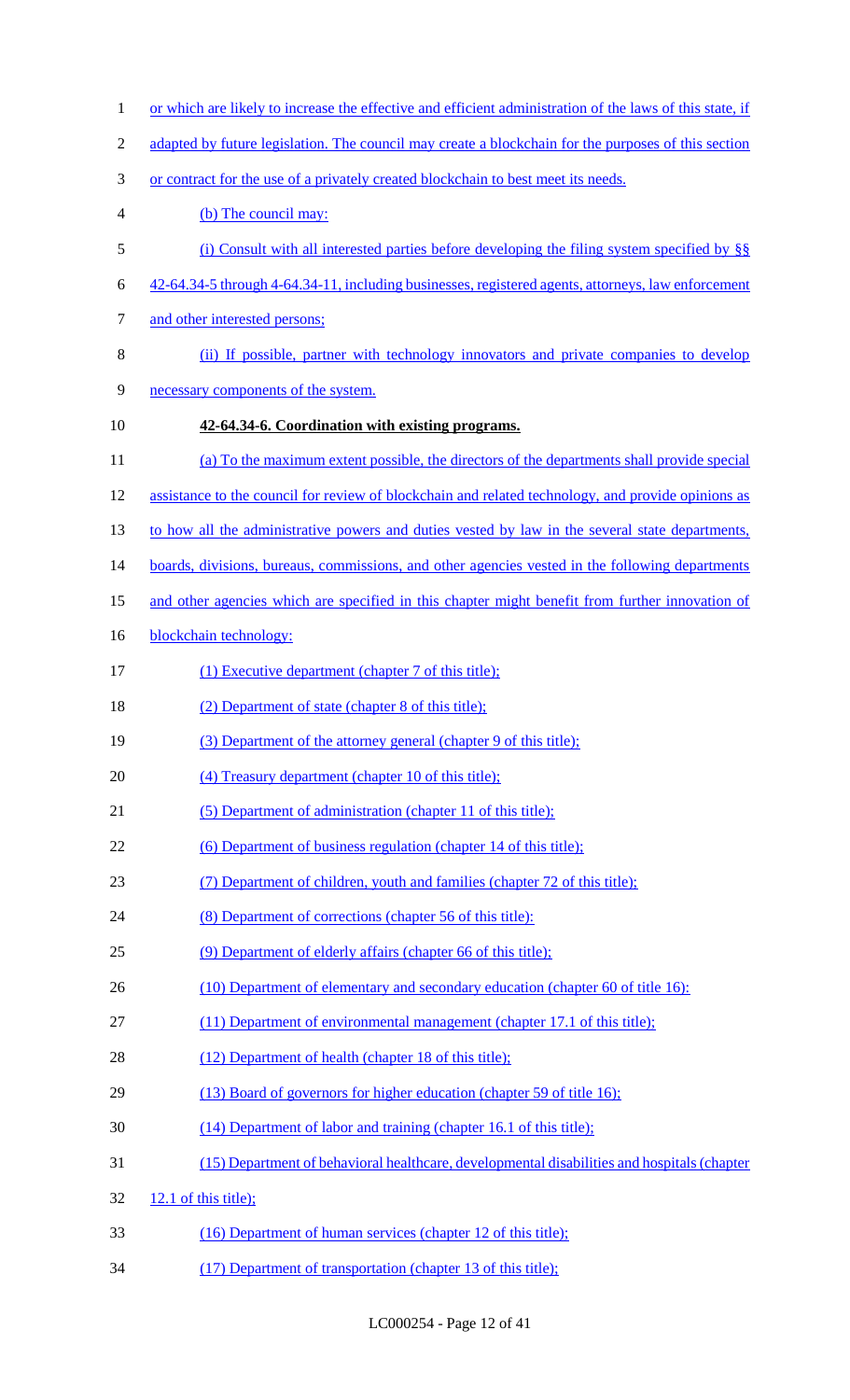or which are likely to increase the effective and efficient administration of the laws of this state, if adapted by future legislation. The council may create a blockchain for the purposes of this section or contract for the use of a privately created blockchain to best meet its needs.

(b) The council may:

(i) Consult with all interested parties before developing the filing system specified by §§ 42-64.34-5 through 4-64.34-11, including businesses, registered agents, attorneys, law enforcement and other interested persons;

(ii) If possible, partner with technology innovators and private companies to develop necessary components of the system.

**42-64.34-6. Coordination with existing programs.**

(a) To the maximum extent possible, the directors of the departments shall provide special assistance to the council for review of blockchain and related technology, and provide opinions as to how all the administrative powers and duties vested by law in the several state departments, boards, divisions, bureaus, commissions, and other agencies vested in the following departments and other agencies which are specified in this chapter might benefit from further innovation of blockchain technology:

(1) Executive department (chapter 7 of this title);

(2) Department of state (chapter 8 of this title);

(3) Department of the attorney general (chapter 9 of this title);

(4) Treasury department (chapter 10 of this title);

(5) Department of administration (chapter 11 of this title);

(6) Department of business regulation (chapter 14 of this title);

(7) Department of children, youth and families (chapter 72 of this title);

(8) Department of corrections (chapter 56 of this title):

(9) Department of elderly affairs (chapter 66 of this title);

(10) Department of elementary and secondary education (chapter 60 of title 16):

(11) Department of environmental management (chapter 17.1 of this title);

(12) Department of health (chapter 18 of this title);

(13) Board of governors for higher education (chapter 59 of title 16);

(14) Department of labor and training (chapter 16.1 of this title);

(15) Department of behavioral healthcare, developmental disabilities and hospitals (chapter 12.1 of this title);

(16) Department of human services (chapter 12 of this title);

(17) Department of transportation (chapter 13 of this title);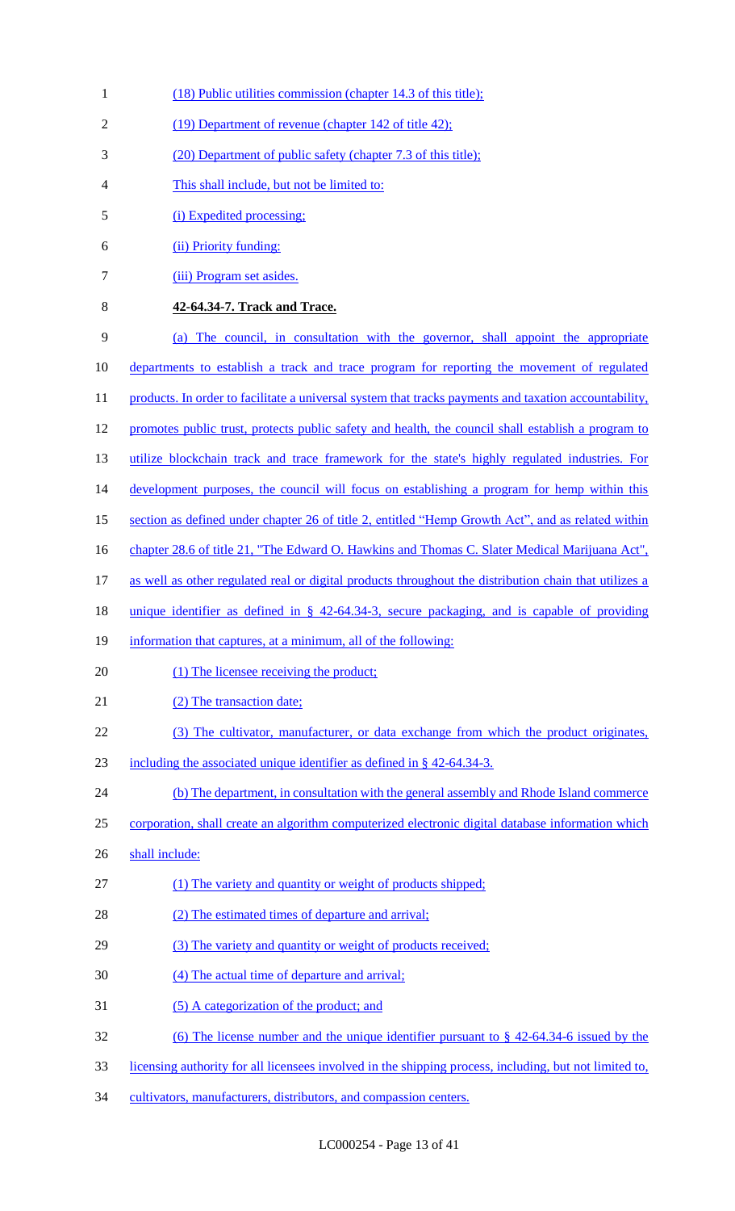(18) Public utilities commission (chapter 14.3 of this title);

(19) Department of revenue (chapter 142 of title 42);

(20) Department of public safety (chapter 7.3 of this title);

This shall include, but not be limited to:

(i) Expedited processing;

(ii) Priority funding:

(iii) Program set asides.

**42-64.34-7. Track and Trace.**

(a) The council, in consultation with the governor, shall appoint the appropriate departments to establish a track and trace program for reporting the movement of regulated products. In order to facilitate a universal system that tracks payments and taxation accountability, promotes public trust, protects public safety and health, the council shall establish a program to utilize blockchain track and trace framework for the state's highly regulated industries. For development purposes, the council will focus on establishing a program for hemp within this section as defined under chapter 26 of title 2, entitled "Hemp Growth Act", and as related within chapter 28.6 of title 21, "The Edward O. Hawkins and Thomas C. Slater Medical Marijuana Act", as well as other regulated real or digital products throughout the distribution chain that utilizes a unique identifier as defined in § 42-64.34-3, secure packaging, and is capable of providing information that captures, at a minimum, all of the following:

(1) The licensee receiving the product;

(2) The transaction date;

(3) The cultivator, manufacturer, or data exchange from which the product originates, including the associated unique identifier as defined in § 42-64.34-3.

(b) The department, in consultation with the general assembly and Rhode Island commerce corporation, shall create an algorithm computerized electronic digital database information which shall include:

(1) The variety and quantity or weight of products shipped;

(2) The estimated times of departure and arrival;

(3) The variety and quantity or weight of products received;

(4) The actual time of departure and arrival;

(5) A categorization of the product; and

(6) The license number and the unique identifier pursuant to § 42-64.34-6 issued by the licensing authority for all licensees involved in the shipping process, including, but not limited to, cultivators, manufacturers, distributors, and compassion centers.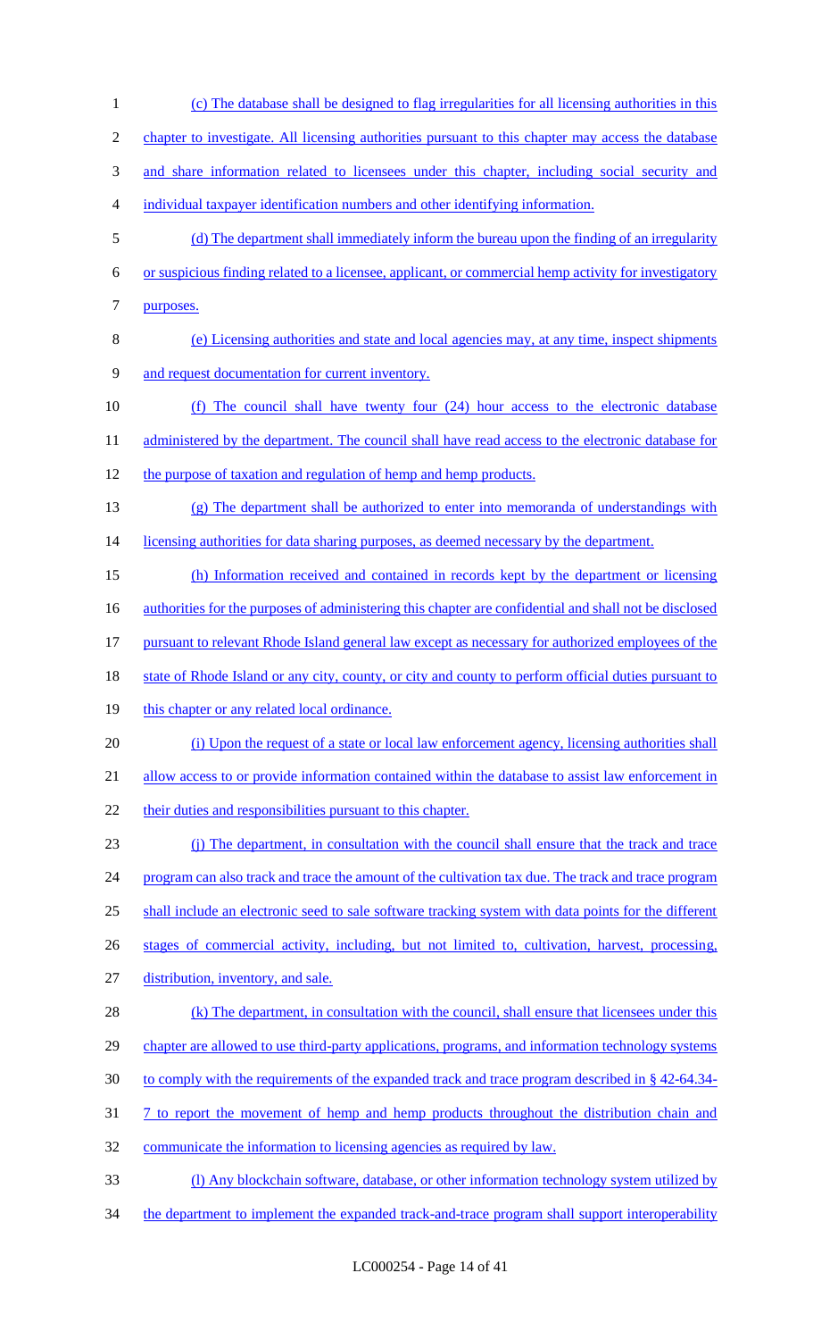(c) The database shall be designed to flag irregularities for all licensing authorities in this chapter to investigate. All licensing authorities pursuant to this chapter may access the database and share information related to licensees under this chapter, including social security and individual taxpayer identification numbers and other identifying information.

(d) The department shall immediately inform the bureau upon the finding of an irregularity or suspicious finding related to a licensee, applicant, or commercial hemp activity for investigatory purposes.

(e) Licensing authorities and state and local agencies may, at any time, inspect shipments and request documentation for current inventory.

(f) The council shall have twenty four (24) hour access to the electronic database administered by the department. The council shall have read access to the electronic database for the purpose of taxation and regulation of hemp and hemp products.

(g) The department shall be authorized to enter into memoranda of understandings with licensing authorities for data sharing purposes, as deemed necessary by the department.

(h) Information received and contained in records kept by the department or licensing authorities for the purposes of administering this chapter are confidential and shall not be disclosed pursuant to relevant Rhode Island general law except as necessary for authorized employees of the state of Rhode Island or any city, county, or city and county to perform official duties pursuant to this chapter or any related local ordinance.

(i) Upon the request of a state or local law enforcement agency, licensing authorities shall allow access to or provide information contained within the database to assist law enforcement in their duties and responsibilities pursuant to this chapter.

(j) The department, in consultation with the council shall ensure that the track and trace program can also track and trace the amount of the cultivation tax due. The track and trace program shall include an electronic seed to sale software tracking system with data points for the different stages of commercial activity, including, but not limited to, cultivation, harvest, processing, distribution, inventory, and sale.

(k) The department, in consultation with the council, shall ensure that licensees under this chapter are allowed to use third-party applications, programs, and information technology systems to comply with the requirements of the expanded track and trace program described in § 42-64.34-7 to report the movement of hemp and hemp products throughout the distribution chain and communicate the information to licensing agencies as required by law.

(l) Any blockchain software, database, or other information technology system utilized by the department to implement the expanded track-and-trace program shall support interoperability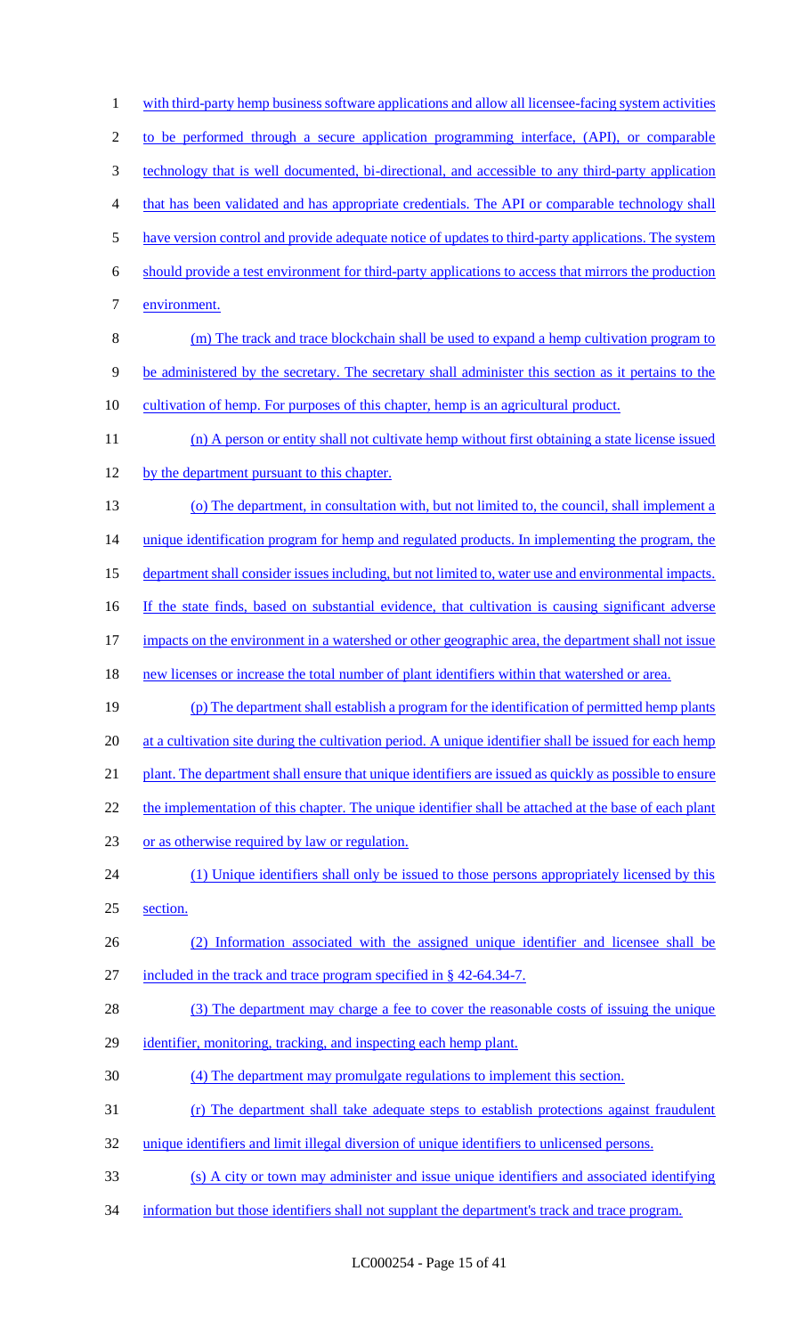with third-party hemp business software applications and allow all licensee-facing system activities to be performed through a secure application programming interface, (API), or comparable technology that is well documented, bi-directional, and accessible to any third-party application that has been validated and has appropriate credentials. The API or comparable technology shall have version control and provide adequate notice of updates to third-party applications. The system should provide a test environment for third-party applications to access that mirrors the production environment.

(m) The track and trace blockchain shall be used to expand a hemp cultivation program to be administered by the secretary. The secretary shall administer this section as it pertains to the cultivation of hemp. For purposes of this chapter, hemp is an agricultural product.

(n) A person or entity shall not cultivate hemp without first obtaining a state license issued by the department pursuant to this chapter.

(o) The department, in consultation with, but not limited to, the council, shall implement a unique identification program for hemp and regulated products. In implementing the program, the department shall consider issues including, but not limited to, water use and environmental impacts. If the state finds, based on substantial evidence, that cultivation is causing significant adverse impacts on the environment in a watershed or other geographic area, the department shall not issue new licenses or increase the total number of plant identifiers within that watershed or area.

(p) The department shall establish a program for the identification of permitted hemp plants at a cultivation site during the cultivation period. A unique identifier shall be issued for each hemp plant. The department shall ensure that unique identifiers are issued as quickly as possible to ensure the implementation of this chapter. The unique identifier shall be attached at the base of each plant or as otherwise required by law or regulation.

(1) Unique identifiers shall only be issued to those persons appropriately licensed by this section.

(2) Information associated with the assigned unique identifier and licensee shall be included in the track and trace program specified in § 42-64.34-7.

(3) The department may charge a fee to cover the reasonable costs of issuing the unique identifier, monitoring, tracking, and inspecting each hemp plant.

(4) The department may promulgate regulations to implement this section.

(r) The department shall take adequate steps to establish protections against fraudulent unique identifiers and limit illegal diversion of unique identifiers to unlicensed persons.

(s) A city or town may administer and issue unique identifiers and associated identifying information but those identifiers shall not supplant the department's track and trace program.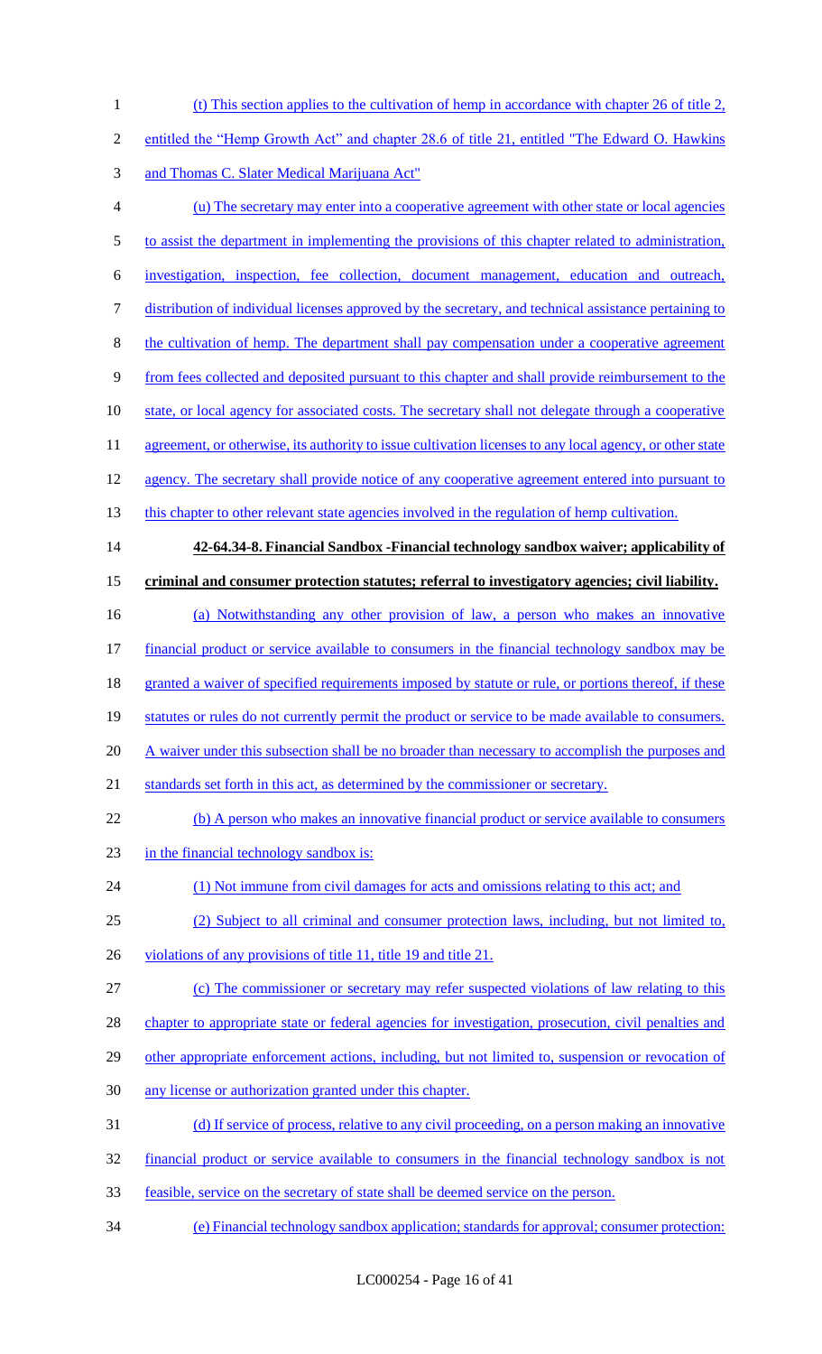(t) This section applies to the cultivation of hemp in accordance with chapter 26 of title 2, entitled the "Hemp Growth Act" and chapter 28.6 of title 21, entitled "The Edward O. Hawkins and Thomas C. Slater Medical Marijuana Act"

(u) The secretary may enter into a cooperative agreement with other state or local agencies to assist the department in implementing the provisions of this chapter related to administration, investigation, inspection, fee collection, document management, education and outreach, distribution of individual licenses approved by the secretary, and technical assistance pertaining to the cultivation of hemp. The department shall pay compensation under a cooperative agreement from fees collected and deposited pursuant to this chapter and shall provide reimbursement to the state, or local agency for associated costs. The secretary shall not delegate through a cooperative agreement, or otherwise, its authority to issue cultivation licenses to any local agency, or other state agency. The secretary shall provide notice of any cooperative agreement entered into pursuant to this chapter to other relevant state agencies involved in the regulation of hemp cultivation.

**42-64.34-8. Financial Sandbox -Financial technology sandbox waiver; applicability of criminal and consumer protection statutes; referral to investigatory agencies; civil liability.**

(a) Notwithstanding any other provision of law, a person who makes an innovative financial product or service available to consumers in the financial technology sandbox may be granted a waiver of specified requirements imposed by statute or rule, or portions thereof, if these statutes or rules do not currently permit the product or service to be made available to consumers. A waiver under this subsection shall be no broader than necessary to accomplish the purposes and standards set forth in this act, as determined by the commissioner or secretary.

(b) A person who makes an innovative financial product or service available to consumers in the financial technology sandbox is:

(1) Not immune from civil damages for acts and omissions relating to this act; and

(2) Subject to all criminal and consumer protection laws, including, but not limited to, violations of any provisions of title 11, title 19 and title 21.

(c) The commissioner or secretary may refer suspected violations of law relating to this chapter to appropriate state or federal agencies for investigation, prosecution, civil penalties and other appropriate enforcement actions, including, but not limited to, suspension or revocation of any license or authorization granted under this chapter.

(d) If service of process, relative to any civil proceeding, on a person making an innovative financial product or service available to consumers in the financial technology sandbox is not feasible, service on the secretary of state shall be deemed service on the person.

(e) Financial technology sandbox application; standards for approval; consumer protection: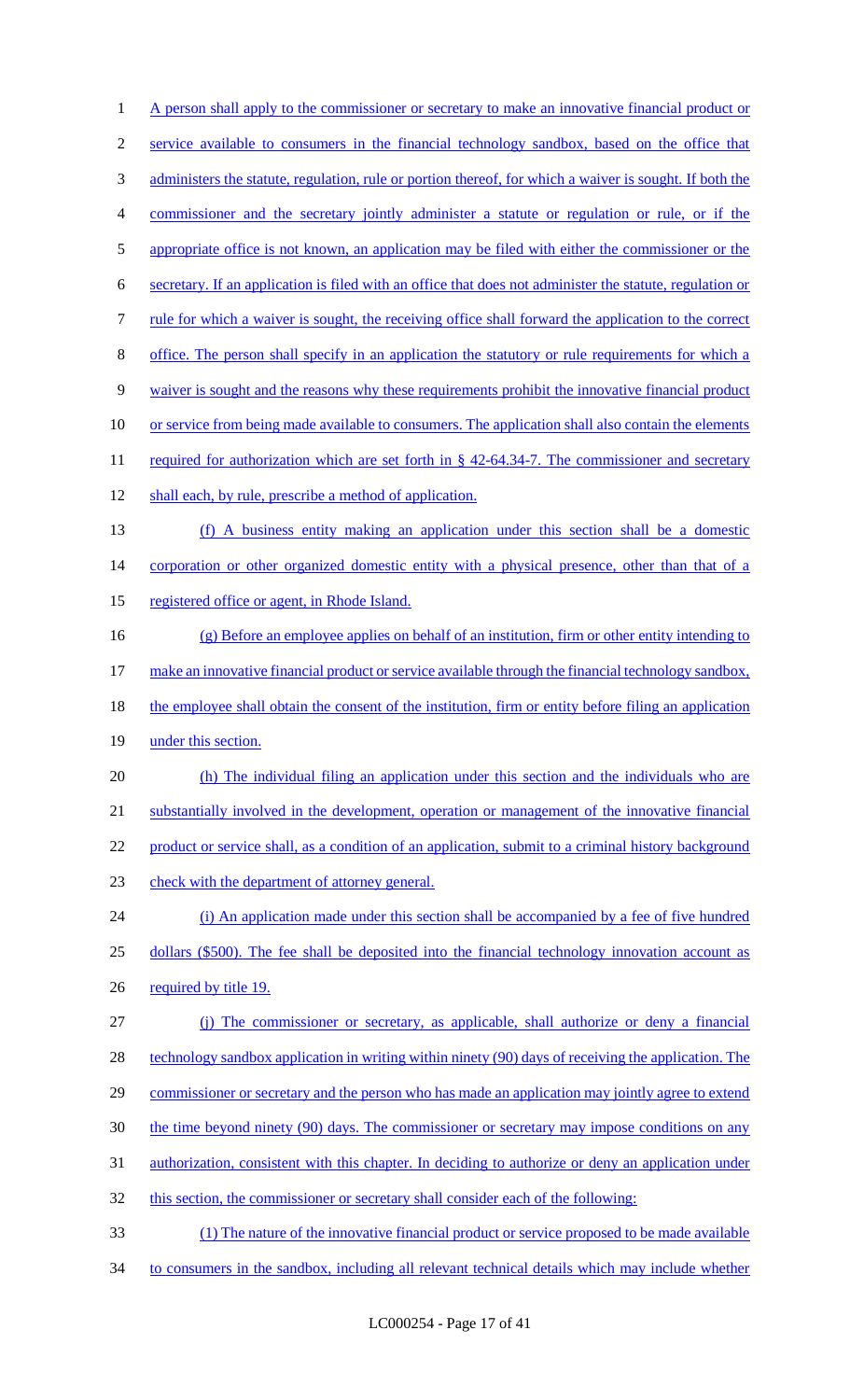A person shall apply to the commissioner or secretary to make an innovative financial product or service available to consumers in the financial technology sandbox, based on the office that administers the statute, regulation, rule or portion thereof, for which a waiver is sought. If both the commissioner and the secretary jointly administer a statute or regulation or rule, or if the appropriate office is not known, an application may be filed with either the commissioner or the secretary. If an application is filed with an office that does not administer the statute, regulation or rule for which a waiver is sought, the receiving office shall forward the application to the correct office. The person shall specify in an application the statutory or rule requirements for which a waiver is sought and the reasons why these requirements prohibit the innovative financial product or service from being made available to consumers. The application shall also contain the elements required for authorization which are set forth in § 42-64.34-7. The commissioner and secretary shall each, by rule, prescribe a method of application.

(f) A business entity making an application under this section shall be a domestic corporation or other organized domestic entity with a physical presence, other than that of a registered office or agent, in Rhode Island.

(g) Before an employee applies on behalf of an institution, firm or other entity intending to make an innovative financial product or service available through the financial technology sandbox, the employee shall obtain the consent of the institution, firm or entity before filing an application under this section.

(h) The individual filing an application under this section and the individuals who are substantially involved in the development, operation or management of the innovative financial product or service shall, as a condition of an application, submit to a criminal history background check with the department of attorney general.

(i) An application made under this section shall be accompanied by a fee of five hundred dollars ($500). The fee shall be deposited into the financial technology innovation account as required by title 19.

(j) The commissioner or secretary, as applicable, shall authorize or deny a financial technology sandbox application in writing within ninety (90) days of receiving the application. The commissioner or secretary and the person who has made an application may jointly agree to extend the time beyond ninety (90) days. The commissioner or secretary may impose conditions on any authorization, consistent with this chapter. In deciding to authorize or deny an application under this section, the commissioner or secretary shall consider each of the following:

(1) The nature of the innovative financial product or service proposed to be made available to consumers in the sandbox, including all relevant technical details which may include whether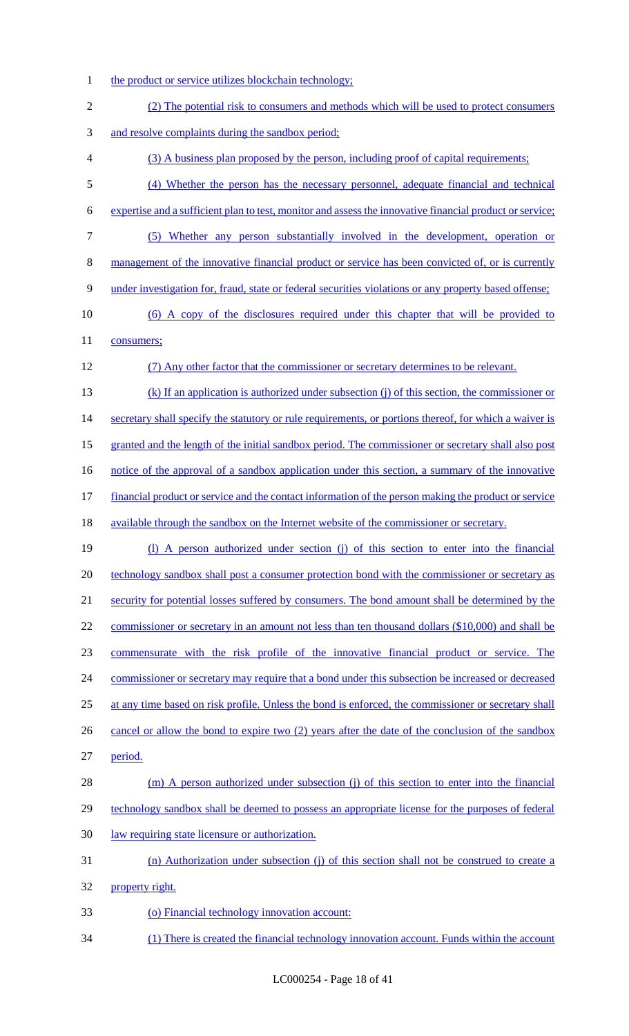the product or service utilizes blockchain technology;

(2) The potential risk to consumers and methods which will be used to protect consumers and resolve complaints during the sandbox period;

(3) A business plan proposed by the person, including proof of capital requirements;

(4) Whether the person has the necessary personnel, adequate financial and technical expertise and a sufficient plan to test, monitor and assess the innovative financial product or service;

(5) Whether any person substantially involved in the development, operation or management of the innovative financial product or service has been convicted of, or is currently under investigation for, fraud, state or federal securities violations or any property based offense;

(6) A copy of the disclosures required under this chapter that will be provided to consumers;

(7) Any other factor that the commissioner or secretary determines to be relevant.

(k) If an application is authorized under subsection (j) of this section, the commissioner or secretary shall specify the statutory or rule requirements, or portions thereof, for which a waiver is granted and the length of the initial sandbox period. The commissioner or secretary shall also post notice of the approval of a sandbox application under this section, a summary of the innovative financial product or service and the contact information of the person making the product or service available through the sandbox on the Internet website of the commissioner or secretary.

(l) A person authorized under section (j) of this section to enter into the financial technology sandbox shall post a consumer protection bond with the commissioner or secretary as security for potential losses suffered by consumers. The bond amount shall be determined by the commissioner or secretary in an amount not less than ten thousand dollars ($10,000) and shall be commensurate with the risk profile of the innovative financial product or service. The commissioner or secretary may require that a bond under this subsection be increased or decreased at any time based on risk profile. Unless the bond is enforced, the commissioner or secretary shall cancel or allow the bond to expire two (2) years after the date of the conclusion of the sandbox period.

(m) A person authorized under subsection (j) of this section to enter into the financial technology sandbox shall be deemed to possess an appropriate license for the purposes of federal law requiring state licensure or authorization.

(n) Authorization under subsection (j) of this section shall not be construed to create a property right.

(o) Financial technology innovation account:

(1) There is created the financial technology innovation account. Funds within the account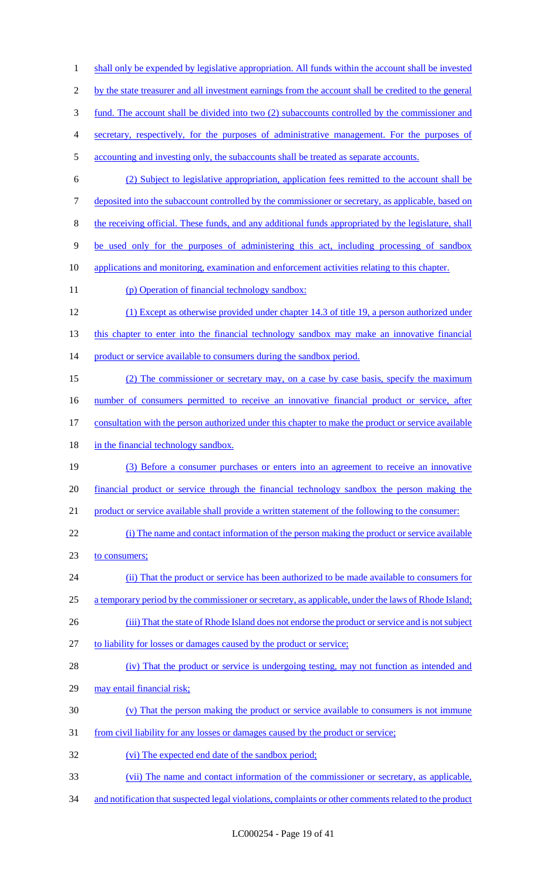shall only be expended by legislative appropriation. All funds within the account shall be invested by the state treasurer and all investment earnings from the account shall be credited to the general fund. The account shall be divided into two (2) subaccounts controlled by the commissioner and secretary, respectively, for the purposes of administrative management. For the purposes of accounting and investing only, the subaccounts shall be treated as separate accounts.

(2) Subject to legislative appropriation, application fees remitted to the account shall be deposited into the subaccount controlled by the commissioner or secretary, as applicable, based on the receiving official. These funds, and any additional funds appropriated by the legislature, shall be used only for the purposes of administering this act, including processing of sandbox applications and monitoring, examination and enforcement activities relating to this chapter.

(p) Operation of financial technology sandbox:

(1) Except as otherwise provided under chapter 14.3 of title 19, a person authorized under this chapter to enter into the financial technology sandbox may make an innovative financial product or service available to consumers during the sandbox period.

(2) The commissioner or secretary may, on a case by case basis, specify the maximum number of consumers permitted to receive an innovative financial product or service, after consultation with the person authorized under this chapter to make the product or service available in the financial technology sandbox.

(3) Before a consumer purchases or enters into an agreement to receive an innovative financial product or service through the financial technology sandbox the person making the product or service available shall provide a written statement of the following to the consumer:

(i) The name and contact information of the person making the product or service available to consumers;

(ii) That the product or service has been authorized to be made available to consumers for a temporary period by the commissioner or secretary, as applicable, under the laws of Rhode Island;

(iii) That the state of Rhode Island does not endorse the product or service and is not subject to liability for losses or damages caused by the product or service;

(iv) That the product or service is undergoing testing, may not function as intended and may entail financial risk;

(v) That the person making the product or service available to consumers is not immune from civil liability for any losses or damages caused by the product or service;

(vi) The expected end date of the sandbox period;

(vii) The name and contact information of the commissioner or secretary, as applicable, and notification that suspected legal violations, complaints or other comments related to the product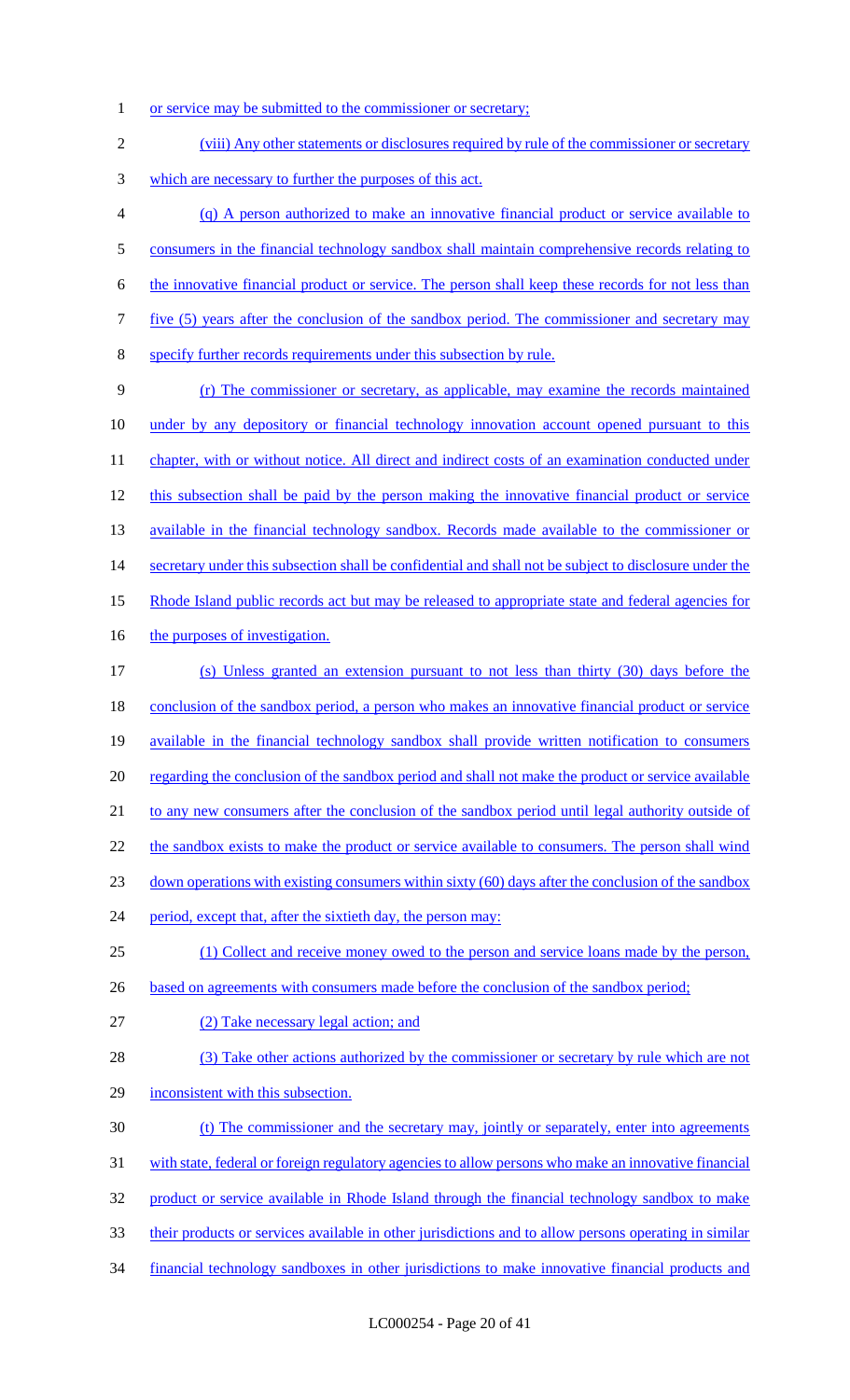or service may be submitted to the commissioner or secretary;

(viii) Any other statements or disclosures required by rule of the commissioner or secretary which are necessary to further the purposes of this act.

(q) A person authorized to make an innovative financial product or service available to consumers in the financial technology sandbox shall maintain comprehensive records relating to the innovative financial product or service. The person shall keep these records for not less than five (5) years after the conclusion of the sandbox period. The commissioner and secretary may specify further records requirements under this subsection by rule.

(r) The commissioner or secretary, as applicable, may examine the records maintained under by any depository or financial technology innovation account opened pursuant to this chapter, with or without notice. All direct and indirect costs of an examination conducted under this subsection shall be paid by the person making the innovative financial product or service available in the financial technology sandbox. Records made available to the commissioner or secretary under this subsection shall be confidential and shall not be subject to disclosure under the Rhode Island public records act but may be released to appropriate state and federal agencies for the purposes of investigation.

(s) Unless granted an extension pursuant to not less than thirty (30) days before the conclusion of the sandbox period, a person who makes an innovative financial product or service available in the financial technology sandbox shall provide written notification to consumers regarding the conclusion of the sandbox period and shall not make the product or service available to any new consumers after the conclusion of the sandbox period until legal authority outside of the sandbox exists to make the product or service available to consumers. The person shall wind down operations with existing consumers within sixty (60) days after the conclusion of the sandbox period, except that, after the sixtieth day, the person may:

(1) Collect and receive money owed to the person and service loans made by the person, based on agreements with consumers made before the conclusion of the sandbox period;

(2) Take necessary legal action; and

(3) Take other actions authorized by the commissioner or secretary by rule which are not inconsistent with this subsection.

(t) The commissioner and the secretary may, jointly or separately, enter into agreements with state, federal or foreign regulatory agencies to allow persons who make an innovative financial product or service available in Rhode Island through the financial technology sandbox to make their products or services available in other jurisdictions and to allow persons operating in similar financial technology sandboxes in other jurisdictions to make innovative financial products and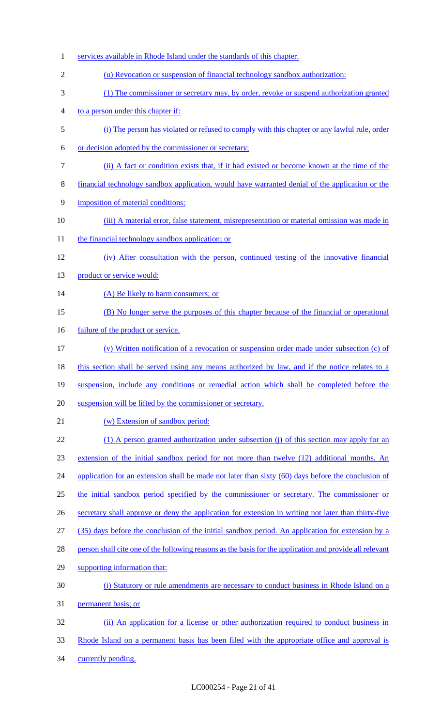services available in Rhode Island under the standards of this chapter.

(u) Revocation or suspension of financial technology sandbox authorization:

(1) The commissioner or secretary may, by order, revoke or suspend authorization granted to a person under this chapter if:

(i) The person has violated or refused to comply with this chapter or any lawful rule, order or decision adopted by the commissioner or secretary;

(ii) A fact or condition exists that, if it had existed or become known at the time of the financial technology sandbox application, would have warranted denial of the application or the imposition of material conditions;

(iii) A material error, false statement, misrepresentation or material omission was made in the financial technology sandbox application; or

(iv) After consultation with the person, continued testing of the innovative financial product or service would:

(A) Be likely to harm consumers; or

(B) No longer serve the purposes of this chapter because of the financial or operational failure of the product or service.

(v) Written notification of a revocation or suspension order made under subsection (c) of this section shall be served using any means authorized by law, and if the notice relates to a suspension, include any conditions or remedial action which shall be completed before the suspension will be lifted by the commissioner or secretary.

(w) Extension of sandbox period:

(1) A person granted authorization under subsection (j) of this section may apply for an extension of the initial sandbox period for not more than twelve (12) additional months. An application for an extension shall be made not later than sixty (60) days before the conclusion of the initial sandbox period specified by the commissioner or secretary. The commissioner or secretary shall approve or deny the application for extension in writing not later than thirty-five (35) days before the conclusion of the initial sandbox period. An application for extension by a person shall cite one of the following reasons as the basis for the application and provide all relevant supporting information that:

(i) Statutory or rule amendments are necessary to conduct business in Rhode Island on a permanent basis; or

(ii) An application for a license or other authorization required to conduct business in Rhode Island on a permanent basis has been filed with the appropriate office and approval is currently pending.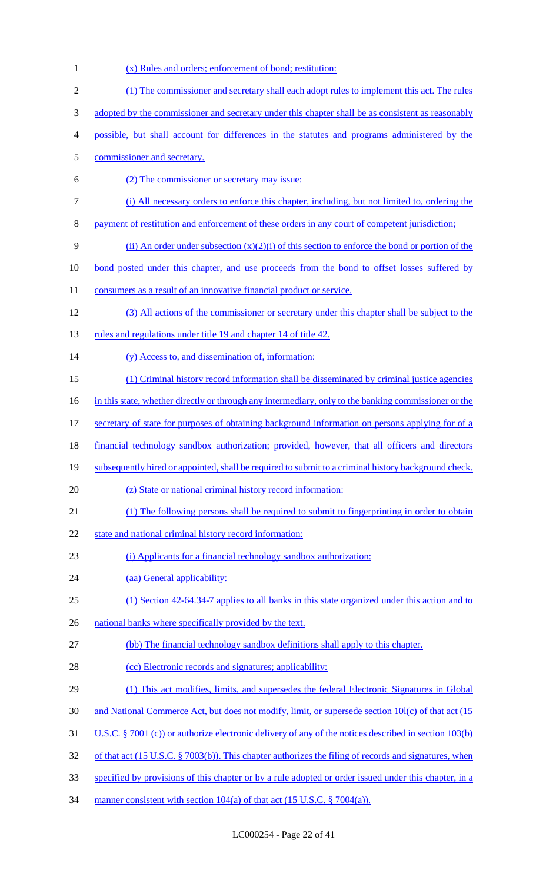(x) Rules and orders; enforcement of bond; restitution:

(1) The commissioner and secretary shall each adopt rules to implement this act. The rules adopted by the commissioner and secretary under this chapter shall be as consistent as reasonably possible, but shall account for differences in the statutes and programs administered by the commissioner and secretary.

(2) The commissioner or secretary may issue:

(i) All necessary orders to enforce this chapter, including, but not limited to, ordering the payment of restitution and enforcement of these orders in any court of competent jurisdiction;

(ii) An order under subsection (x)(2)(i) of this section to enforce the bond or portion of the bond posted under this chapter, and use proceeds from the bond to offset losses suffered by consumers as a result of an innovative financial product or service.

(3) All actions of the commissioner or secretary under this chapter shall be subject to the rules and regulations under title 19 and chapter 14 of title 42.

(y) Access to, and dissemination of, information:

(1) Criminal history record information shall be disseminated by criminal justice agencies in this state, whether directly or through any intermediary, only to the banking commissioner or the secretary of state for purposes of obtaining background information on persons applying for of a financial technology sandbox authorization; provided, however, that all officers and directors subsequently hired or appointed, shall be required to submit to a criminal history background check.

(z) State or national criminal history record information:

(1) The following persons shall be required to submit to fingerprinting in order to obtain state and national criminal history record information:

(i) Applicants for a financial technology sandbox authorization:

(aa) General applicability:

(1) Section 42-64.34-7 applies to all banks in this state organized under this action and to national banks where specifically provided by the text.

(bb) The financial technology sandbox definitions shall apply to this chapter.

(cc) Electronic records and signatures; applicability:

(1) This act modifies, limits, and supersedes the federal Electronic Signatures in Global and National Commerce Act, but does not modify, limit, or supersede section 10l(c) of that act (15 U.S.C. § 7001 (c)) or authorize electronic delivery of any of the notices described in section 103(b) of that act (15 U.S.C. § 7003(b)). This chapter authorizes the filing of records and signatures, when specified by provisions of this chapter or by a rule adopted or order issued under this chapter, in a manner consistent with section 104(a) of that act (15 U.S.C. § 7004(a)).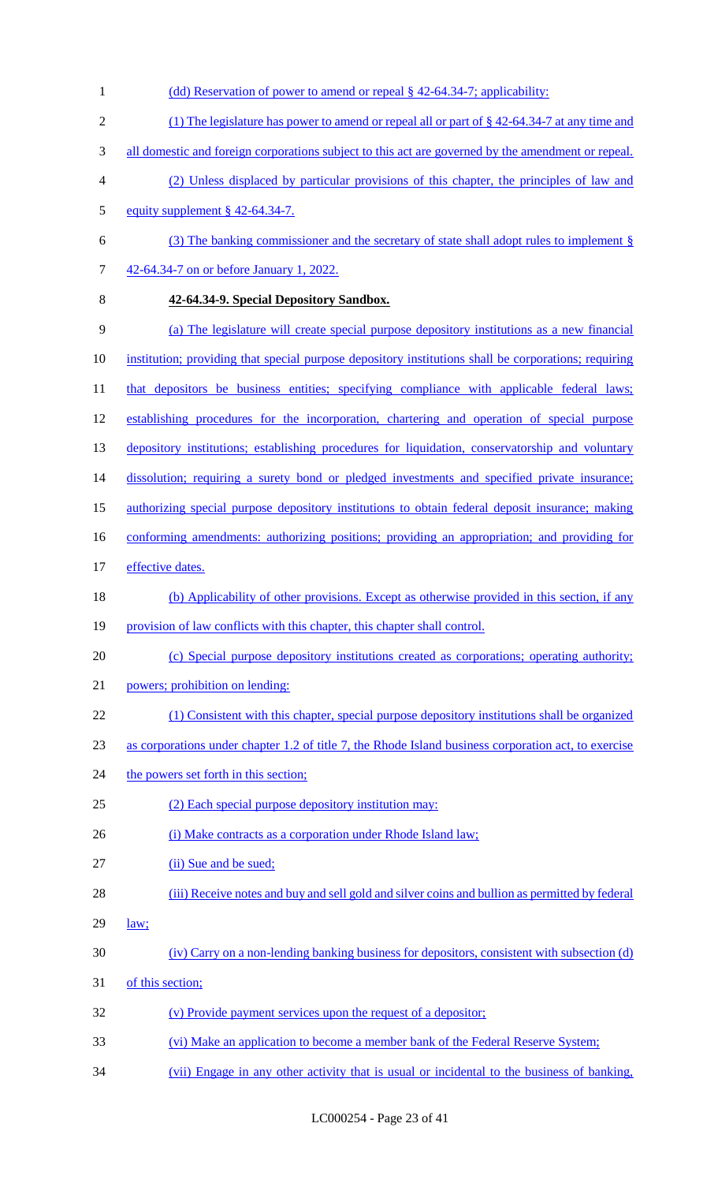(dd) Reservation of power to amend or repeal § 42-64.34-7; applicability:

(1) The legislature has power to amend or repeal all or part of § 42-64.34-7 at any time and all domestic and foreign corporations subject to this act are governed by the amendment or repeal.

(2) Unless displaced by particular provisions of this chapter, the principles of law and equity supplement § 42-64.34-7.

(3) The banking commissioner and the secretary of state shall adopt rules to implement § 42-64.34-7 on or before January 1, 2022.

**42-64.34-9. Special Depository Sandbox.**

(a) The legislature will create special purpose depository institutions as a new financial institution; providing that special purpose depository institutions shall be corporations; requiring that depositors be business entities; specifying compliance with applicable federal laws; establishing procedures for the incorporation, chartering and operation of special purpose depository institutions; establishing procedures for liquidation, conservatorship and voluntary dissolution; requiring a surety bond or pledged investments and specified private insurance; authorizing special purpose depository institutions to obtain federal deposit insurance; making conforming amendments: authorizing positions; providing an appropriation; and providing for effective dates.

(b) Applicability of other provisions. Except as otherwise provided in this section, if any provision of law conflicts with this chapter, this chapter shall control.

(c) Special purpose depository institutions created as corporations; operating authority; powers; prohibition on lending:

(1) Consistent with this chapter, special purpose depository institutions shall be organized as corporations under chapter 1.2 of title 7, the Rhode Island business corporation act, to exercise the powers set forth in this section;

(2) Each special purpose depository institution may:

(i) Make contracts as a corporation under Rhode Island law;

(ii) Sue and be sued;

(iii) Receive notes and buy and sell gold and silver coins and bullion as permitted by federal law;

(iv) Carry on a non-lending banking business for depositors, consistent with subsection (d) of this section;

(v) Provide payment services upon the request of a depositor;

(vi) Make an application to become a member bank of the Federal Reserve System;

(vii) Engage in any other activity that is usual or incidental to the business of banking,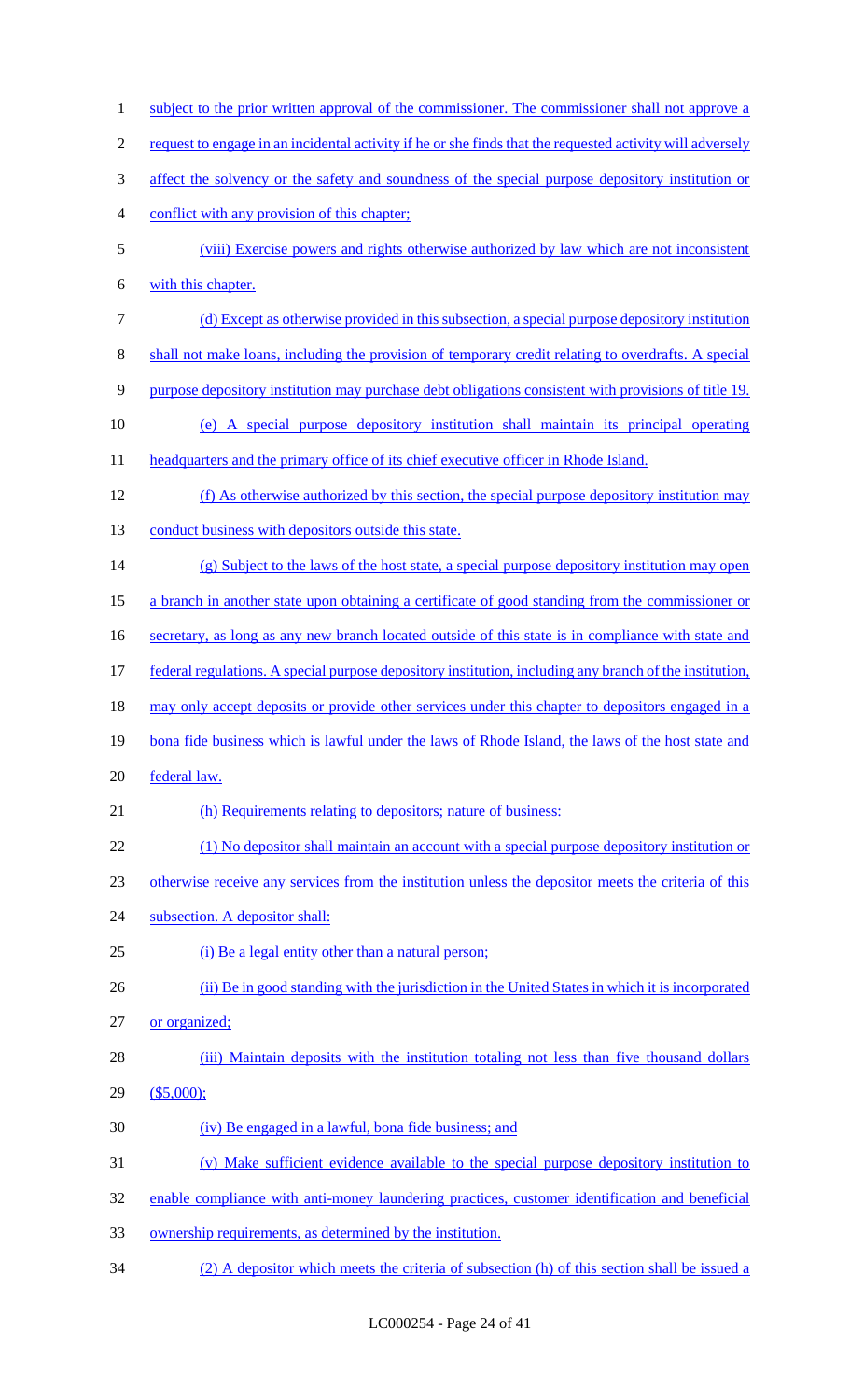subject to the prior written approval of the commissioner. The commissioner shall not approve a request to engage in an incidental activity if he or she finds that the requested activity will adversely affect the solvency or the safety and soundness of the special purpose depository institution or conflict with any provision of this chapter;

(viii) Exercise powers and rights otherwise authorized by law which are not inconsistent with this chapter.

(d) Except as otherwise provided in this subsection, a special purpose depository institution shall not make loans, including the provision of temporary credit relating to overdrafts. A special purpose depository institution may purchase debt obligations consistent with provisions of title 19.

(e) A special purpose depository institution shall maintain its principal operating headquarters and the primary office of its chief executive officer in Rhode Island.

(f) As otherwise authorized by this section, the special purpose depository institution may conduct business with depositors outside this state.

(g) Subject to the laws of the host state, a special purpose depository institution may open a branch in another state upon obtaining a certificate of good standing from the commissioner or secretary, as long as any new branch located outside of this state is in compliance with state and federal regulations. A special purpose depository institution, including any branch of the institution, may only accept deposits or provide other services under this chapter to depositors engaged in a bona fide business which is lawful under the laws of Rhode Island, the laws of the host state and federal law.

(h) Requirements relating to depositors; nature of business:

(1) No depositor shall maintain an account with a special purpose depository institution or otherwise receive any services from the institution unless the depositor meets the criteria of this subsection. A depositor shall:

(i) Be a legal entity other than a natural person;

(ii) Be in good standing with the jurisdiction in the United States in which it is incorporated or organized;

(iii) Maintain deposits with the institution totaling not less than five thousand dollars ($5,000);

(iv) Be engaged in a lawful, bona fide business; and

(v) Make sufficient evidence available to the special purpose depository institution to enable compliance with anti-money laundering practices, customer identification and beneficial ownership requirements, as determined by the institution.

(2) A depositor which meets the criteria of subsection (h) of this section shall be issued a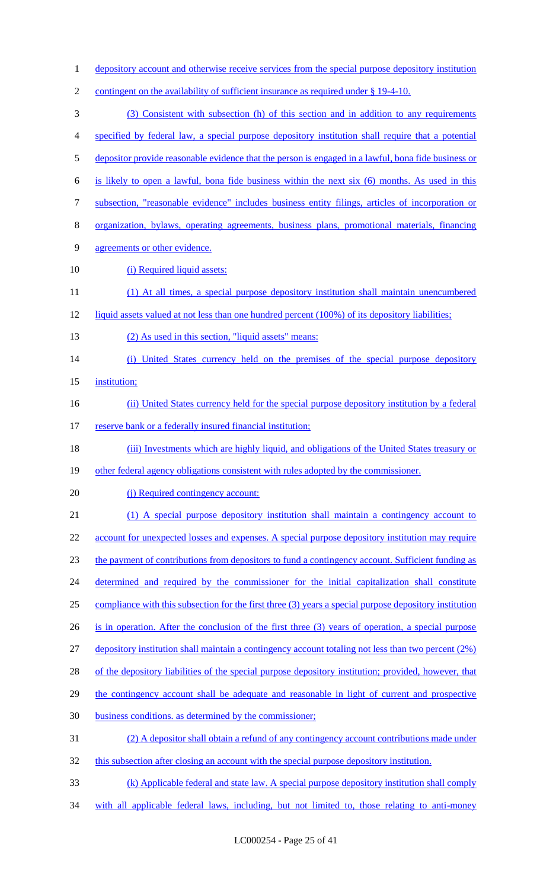depository account and otherwise receive services from the special purpose depository institution contingent on the availability of sufficient insurance as required under § 19-4-10.

(3) Consistent with subsection (h) of this section and in addition to any requirements specified by federal law, a special purpose depository institution shall require that a potential depositor provide reasonable evidence that the person is engaged in a lawful, bona fide business or is likely to open a lawful, bona fide business within the next six (6) months. As used in this subsection, "reasonable evidence" includes business entity filings, articles of incorporation or organization, bylaws, operating agreements, business plans, promotional materials, financing agreements or other evidence.

(i) Required liquid assets:

(1) At all times, a special purpose depository institution shall maintain unencumbered liquid assets valued at not less than one hundred percent (100%) of its depository liabilities;

(2) As used in this section, "liquid assets" means:

(i) United States currency held on the premises of the special purpose depository institution;

(ii) United States currency held for the special purpose depository institution by a federal reserve bank or a federally insured financial institution;

(iii) Investments which are highly liquid, and obligations of the United States treasury or other federal agency obligations consistent with rules adopted by the commissioner.

(j) Required contingency account:

(1) A special purpose depository institution shall maintain a contingency account to account for unexpected losses and expenses. A special purpose depository institution may require the payment of contributions from depositors to fund a contingency account. Sufficient funding as determined and required by the commissioner for the initial capitalization shall constitute compliance with this subsection for the first three (3) years a special purpose depository institution is in operation. After the conclusion of the first three (3) years of operation, a special purpose depository institution shall maintain a contingency account totaling not less than two percent (2%) of the depository liabilities of the special purpose depository institution; provided, however, that the contingency account shall be adequate and reasonable in light of current and prospective business conditions. as determined by the commissioner;

(2) A depositor shall obtain a refund of any contingency account contributions made under this subsection after closing an account with the special purpose depository institution.

(k) Applicable federal and state law. A special purpose depository institution shall comply with all applicable federal laws, including, but not limited to, those relating to anti-money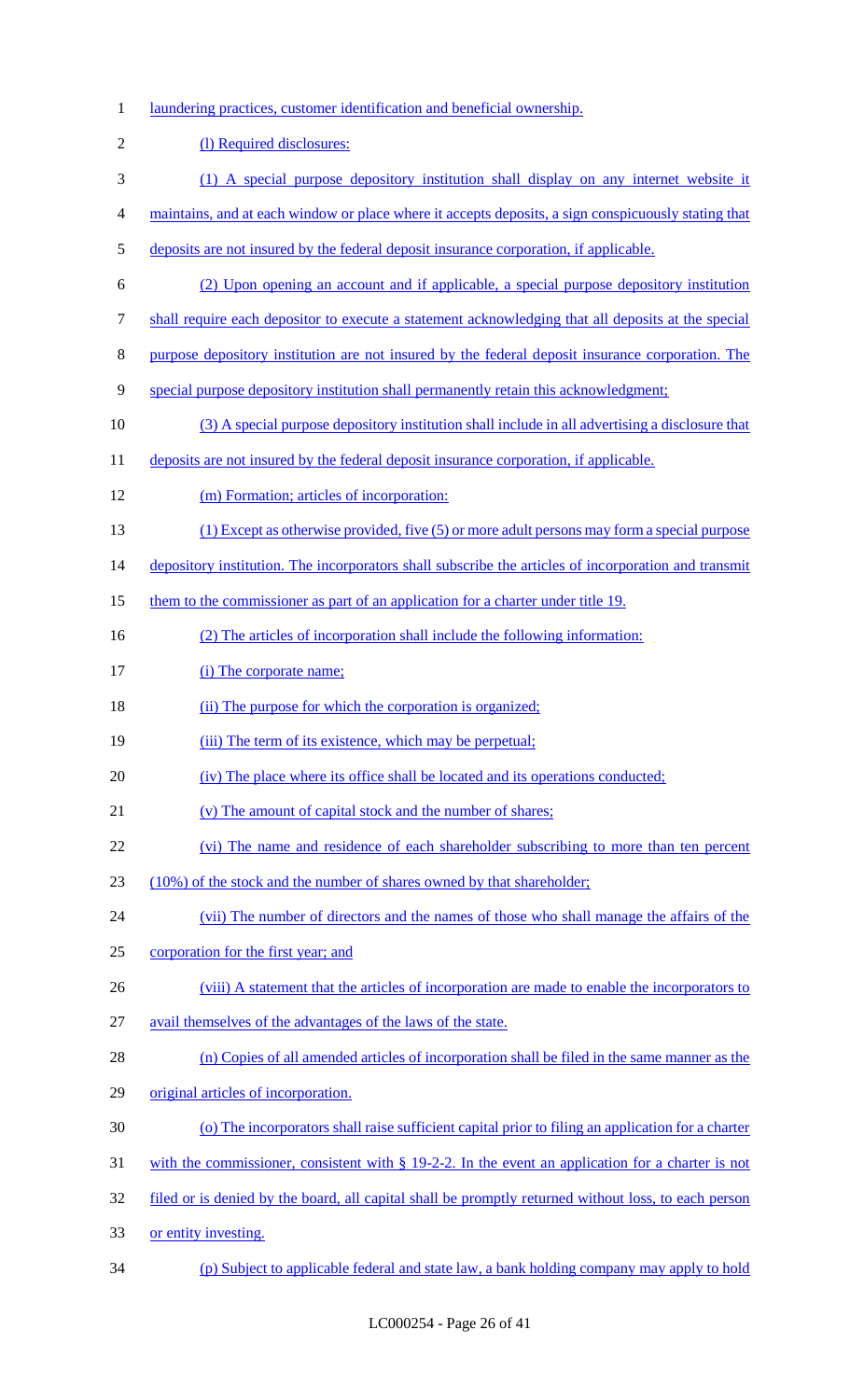laundering practices, customer identification and beneficial ownership.

(l) Required disclosures:

(1) A special purpose depository institution shall display on any internet website it maintains, and at each window or place where it accepts deposits, a sign conspicuously stating that deposits are not insured by the federal deposit insurance corporation, if applicable.

(2) Upon opening an account and if applicable, a special purpose depository institution shall require each depositor to execute a statement acknowledging that all deposits at the special purpose depository institution are not insured by the federal deposit insurance corporation. The special purpose depository institution shall permanently retain this acknowledgment;

(3) A special purpose depository institution shall include in all advertising a disclosure that deposits are not insured by the federal deposit insurance corporation, if applicable.

(m) Formation; articles of incorporation:

(1) Except as otherwise provided, five (5) or more adult persons may form a special purpose depository institution. The incorporators shall subscribe the articles of incorporation and transmit them to the commissioner as part of an application for a charter under title 19.

(2) The articles of incorporation shall include the following information:

(i) The corporate name;

(ii) The purpose for which the corporation is organized;

(iii) The term of its existence, which may be perpetual;

(iv) The place where its office shall be located and its operations conducted;

(v) The amount of capital stock and the number of shares;

(vi) The name and residence of each shareholder subscribing to more than ten percent (10%) of the stock and the number of shares owned by that shareholder;

(vii) The number of directors and the names of those who shall manage the affairs of the corporation for the first year; and

(viii) A statement that the articles of incorporation are made to enable the incorporators to avail themselves of the advantages of the laws of the state.

(n) Copies of all amended articles of incorporation shall be filed in the same manner as the original articles of incorporation.

(o) The incorporators shall raise sufficient capital prior to filing an application for a charter with the commissioner, consistent with § 19-2-2. In the event an application for a charter is not filed or is denied by the board, all capital shall be promptly returned without loss, to each person or entity investing.

(p) Subject to applicable federal and state law, a bank holding company may apply to hold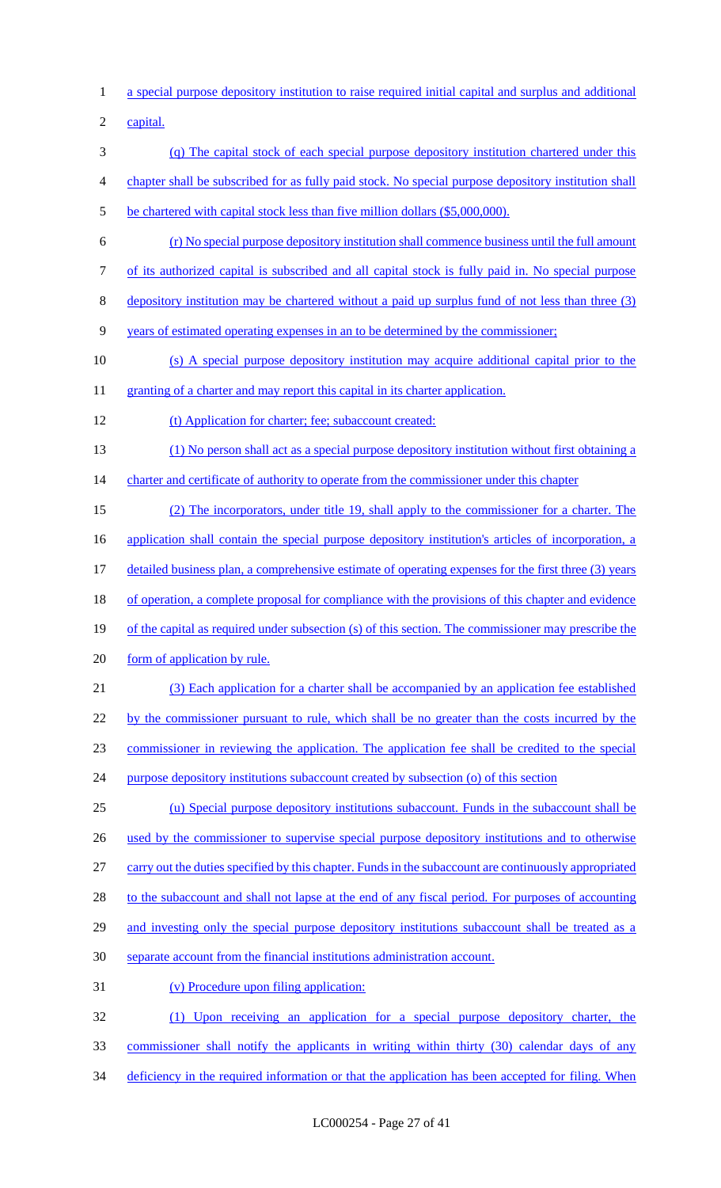a special purpose depository institution to raise required initial capital and surplus and additional capital.

(q) The capital stock of each special purpose depository institution chartered under this chapter shall be subscribed for as fully paid stock. No special purpose depository institution shall be chartered with capital stock less than five million dollars ($5,000,000).

(r) No special purpose depository institution shall commence business until the full amount of its authorized capital is subscribed and all capital stock is fully paid in. No special purpose depository institution may be chartered without a paid up surplus fund of not less than three (3) years of estimated operating expenses in an to be determined by the commissioner;

(s) A special purpose depository institution may acquire additional capital prior to the granting of a charter and may report this capital in its charter application.

(t) Application for charter; fee; subaccount created:

(1) No person shall act as a special purpose depository institution without first obtaining a charter and certificate of authority to operate from the commissioner under this chapter

(2) The incorporators, under title 19, shall apply to the commissioner for a charter. The application shall contain the special purpose depository institution's articles of incorporation, a detailed business plan, a comprehensive estimate of operating expenses for the first three (3) years of operation, a complete proposal for compliance with the provisions of this chapter and evidence of the capital as required under subsection (s) of this section. The commissioner may prescribe the form of application by rule.

(3) Each application for a charter shall be accompanied by an application fee established by the commissioner pursuant to rule, which shall be no greater than the costs incurred by the commissioner in reviewing the application. The application fee shall be credited to the special purpose depository institutions subaccount created by subsection (o) of this section

(u) Special purpose depository institutions subaccount. Funds in the subaccount shall be used by the commissioner to supervise special purpose depository institutions and to otherwise carry out the duties specified by this chapter. Funds in the subaccount are continuously appropriated to the subaccount and shall not lapse at the end of any fiscal period. For purposes of accounting and investing only the special purpose depository institutions subaccount shall be treated as a separate account from the financial institutions administration account.

(v) Procedure upon filing application:

(1) Upon receiving an application for a special purpose depository charter, the commissioner shall notify the applicants in writing within thirty (30) calendar days of any deficiency in the required information or that the application has been accepted for filing. When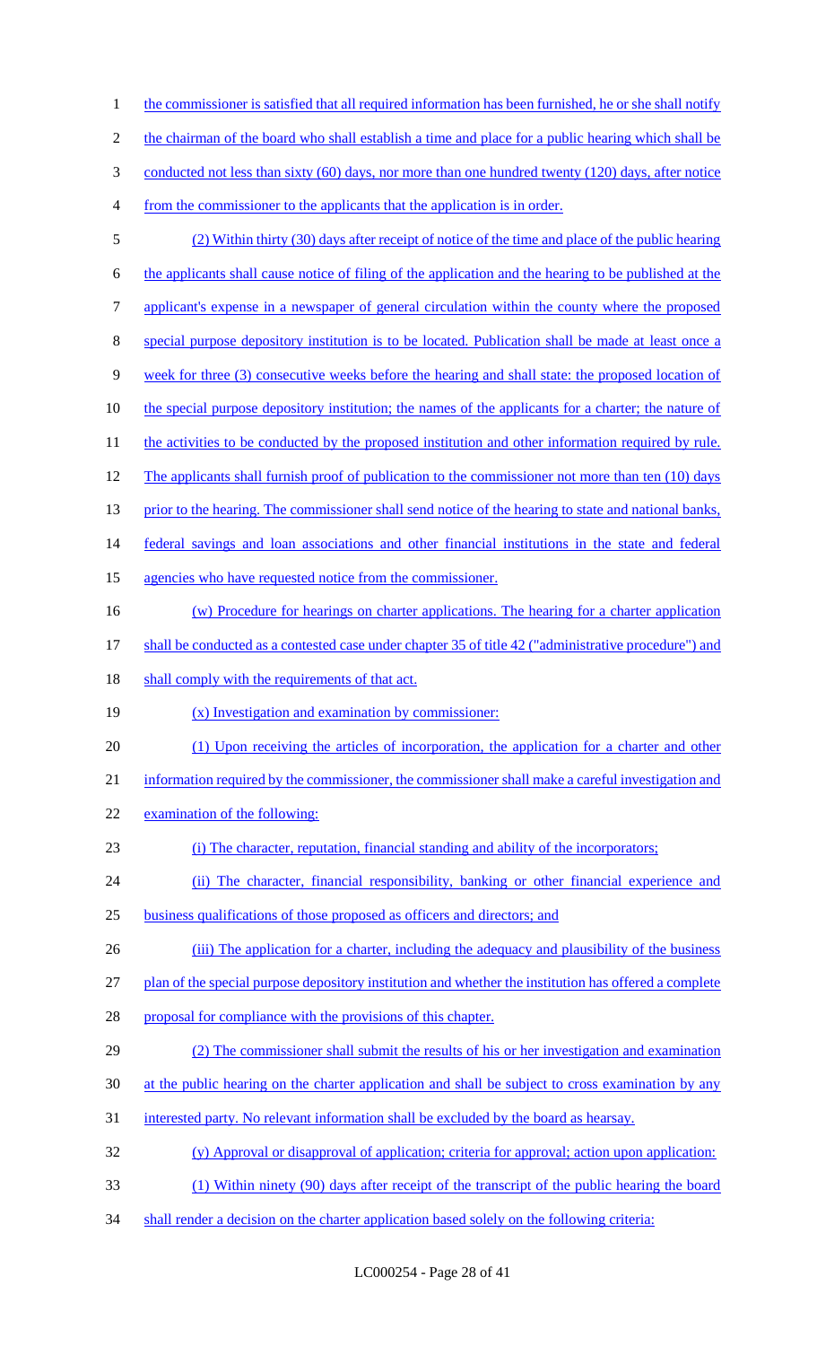the commissioner is satisfied that all required information has been furnished, he or she shall notify the chairman of the board who shall establish a time and place for a public hearing which shall be conducted not less than sixty (60) days, nor more than one hundred twenty (120) days, after notice from the commissioner to the applicants that the application is in order.

(2) Within thirty (30) days after receipt of notice of the time and place of the public hearing the applicants shall cause notice of filing of the application and the hearing to be published at the applicant's expense in a newspaper of general circulation within the county where the proposed special purpose depository institution is to be located. Publication shall be made at least once a week for three (3) consecutive weeks before the hearing and shall state: the proposed location of the special purpose depository institution; the names of the applicants for a charter; the nature of the activities to be conducted by the proposed institution and other information required by rule. The applicants shall furnish proof of publication to the commissioner not more than ten (10) days prior to the hearing. The commissioner shall send notice of the hearing to state and national banks, federal savings and loan associations and other financial institutions in the state and federal agencies who have requested notice from the commissioner.

(w) Procedure for hearings on charter applications. The hearing for a charter application shall be conducted as a contested case under chapter 35 of title 42 ("administrative procedure") and shall comply with the requirements of that act.

(x) Investigation and examination by commissioner:

(1) Upon receiving the articles of incorporation, the application for a charter and other information required by the commissioner, the commissioner shall make a careful investigation and examination of the following:

(i) The character, reputation, financial standing and ability of the incorporators;

(ii) The character, financial responsibility, banking or other financial experience and business qualifications of those proposed as officers and directors; and

(iii) The application for a charter, including the adequacy and plausibility of the business plan of the special purpose depository institution and whether the institution has offered a complete proposal for compliance with the provisions of this chapter.

(2) The commissioner shall submit the results of his or her investigation and examination at the public hearing on the charter application and shall be subject to cross examination by any interested party. No relevant information shall be excluded by the board as hearsay.

(y) Approval or disapproval of application; criteria for approval; action upon application:

(1) Within ninety (90) days after receipt of the transcript of the public hearing the board shall render a decision on the charter application based solely on the following criteria: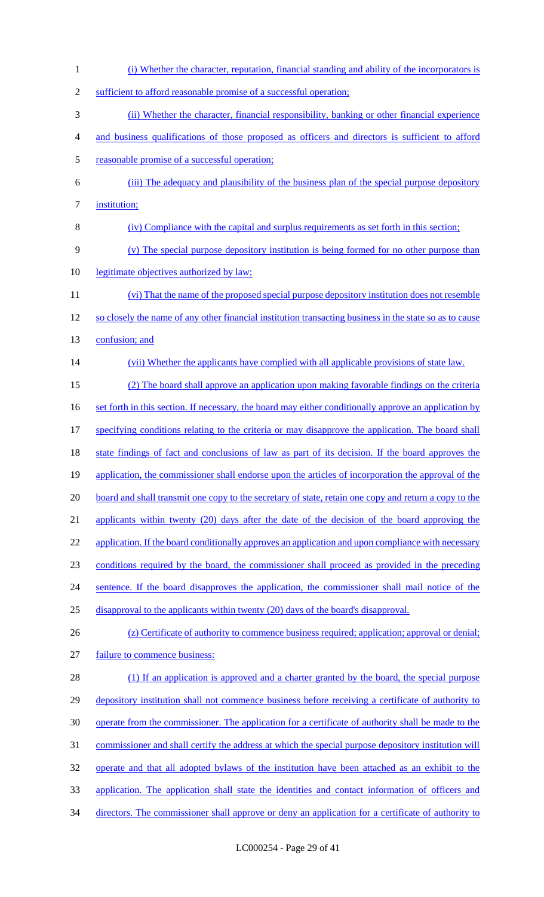(i) Whether the character, reputation, financial standing and ability of the incorporators is sufficient to afford reasonable promise of a successful operation;

(ii) Whether the character, financial responsibility, banking or other financial experience and business qualifications of those proposed as officers and directors is sufficient to afford reasonable promise of a successful operation;

(iii) The adequacy and plausibility of the business plan of the special purpose depository institution;

(iv) Compliance with the capital and surplus requirements as set forth in this section;

(v) The special purpose depository institution is being formed for no other purpose than legitimate objectives authorized by law;

(vi) That the name of the proposed special purpose depository institution does not resemble so closely the name of any other financial institution transacting business in the state so as to cause confusion; and

(vii) Whether the applicants have complied with all applicable provisions of state law.

(2) The board shall approve an application upon making favorable findings on the criteria set forth in this section. If necessary, the board may either conditionally approve an application by specifying conditions relating to the criteria or may disapprove the application. The board shall state findings of fact and conclusions of law as part of its decision. If the board approves the application, the commissioner shall endorse upon the articles of incorporation the approval of the board and shall transmit one copy to the secretary of state, retain one copy and return a copy to the applicants within twenty (20) days after the date of the decision of the board approving the application. If the board conditionally approves an application and upon compliance with necessary conditions required by the board, the commissioner shall proceed as provided in the preceding sentence. If the board disapproves the application, the commissioner shall mail notice of the disapproval to the applicants within twenty (20) days of the board's disapproval.

(z) Certificate of authority to commence business required; application; approval or denial; failure to commence business:

(1) If an application is approved and a charter granted by the board, the special purpose depository institution shall not commence business before receiving a certificate of authority to operate from the commissioner. The application for a certificate of authority shall be made to the commissioner and shall certify the address at which the special purpose depository institution will operate and that all adopted bylaws of the institution have been attached as an exhibit to the application. The application shall state the identities and contact information of officers and directors. The commissioner shall approve or deny an application for a certificate of authority to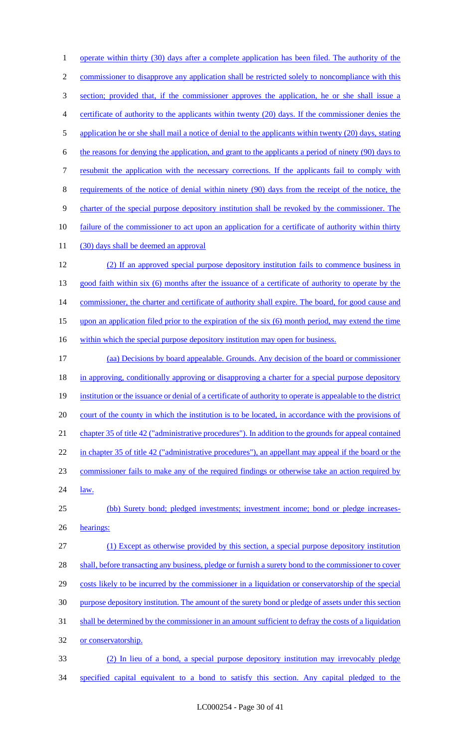operate within thirty (30) days after a complete application has been filed. The authority of the commissioner to disapprove any application shall be restricted solely to noncompliance with this section; provided that, if the commissioner approves the application, he or she shall issue a certificate of authority to the applicants within twenty (20) days. If the commissioner denies the application he or she shall mail a notice of denial to the applicants within twenty (20) days, stating the reasons for denying the application, and grant to the applicants a period of ninety (90) days to resubmit the application with the necessary corrections. If the applicants fail to comply with requirements of the notice of denial within ninety (90) days from the receipt of the notice, the charter of the special purpose depository institution shall be revoked by the commissioner. The failure of the commissioner to act upon an application for a certificate of authority within thirty (30) days shall be deemed an approval

(2) If an approved special purpose depository institution fails to commence business in good faith within six (6) months after the issuance of a certificate of authority to operate by the commissioner, the charter and certificate of authority shall expire. The board, for good cause and upon an application filed prior to the expiration of the six (6) month period, may extend the time within which the special purpose depository institution may open for business.

(aa) Decisions by board appealable. Grounds. Any decision of the board or commissioner in approving, conditionally approving or disapproving a charter for a special purpose depository institution or the issuance or denial of a certificate of authority to operate is appealable to the district court of the county in which the institution is to be located, in accordance with the provisions of chapter 35 of title 42 ("administrative procedures"). In addition to the grounds for appeal contained in chapter 35 of title 42 ("administrative procedures"), an appellant may appeal if the board or the commissioner fails to make any of the required findings or otherwise take an action required by law.

(bb) Surety bond; pledged investments; investment income; bond or pledge increases-hearings:

(1) Except as otherwise provided by this section, a special purpose depository institution shall, before transacting any business, pledge or furnish a surety bond to the commissioner to cover costs likely to be incurred by the commissioner in a liquidation or conservatorship of the special purpose depository institution. The amount of the surety bond or pledge of assets under this section shall be determined by the commissioner in an amount sufficient to defray the costs of a liquidation or conservatorship.

(2) In lieu of a bond, a special purpose depository institution may irrevocably pledge specified capital equivalent to a bond to satisfy this section. Any capital pledged to the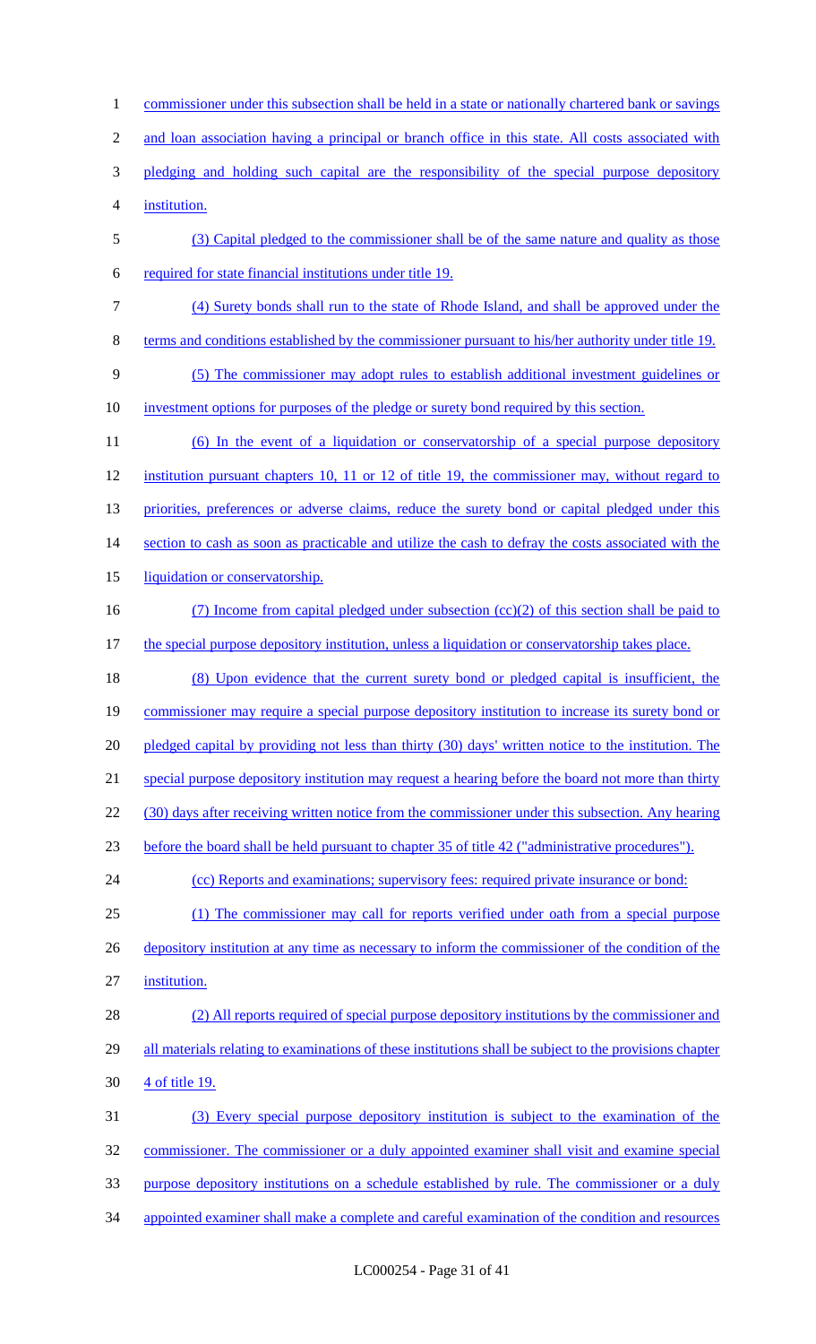commissioner under this subsection shall be held in a state or nationally chartered bank or savings and loan association having a principal or branch office in this state. All costs associated with pledging and holding such capital are the responsibility of the special purpose depository institution.

(3) Capital pledged to the commissioner shall be of the same nature and quality as those required for state financial institutions under title 19.

(4) Surety bonds shall run to the state of Rhode Island, and shall be approved under the terms and conditions established by the commissioner pursuant to his/her authority under title 19.

(5) The commissioner may adopt rules to establish additional investment guidelines or investment options for purposes of the pledge or surety bond required by this section.

(6) In the event of a liquidation or conservatorship of a special purpose depository institution pursuant chapters 10, 11 or 12 of title 19, the commissioner may, without regard to priorities, preferences or adverse claims, reduce the surety bond or capital pledged under this section to cash as soon as practicable and utilize the cash to defray the costs associated with the liquidation or conservatorship.

(7) Income from capital pledged under subsection (cc)(2) of this section shall be paid to the special purpose depository institution, unless a liquidation or conservatorship takes place.

(8) Upon evidence that the current surety bond or pledged capital is insufficient, the commissioner may require a special purpose depository institution to increase its surety bond or pledged capital by providing not less than thirty (30) days' written notice to the institution. The special purpose depository institution may request a hearing before the board not more than thirty (30) days after receiving written notice from the commissioner under this subsection. Any hearing before the board shall be held pursuant to chapter 35 of title 42 ("administrative procedures").

(cc) Reports and examinations; supervisory fees: required private insurance or bond:

(1) The commissioner may call for reports verified under oath from a special purpose depository institution at any time as necessary to inform the commissioner of the condition of the institution.

(2) All reports required of special purpose depository institutions by the commissioner and all materials relating to examinations of these institutions shall be subject to the provisions chapter 4 of title 19.

(3) Every special purpose depository institution is subject to the examination of the commissioner. The commissioner or a duly appointed examiner shall visit and examine special purpose depository institutions on a schedule established by rule. The commissioner or a duly appointed examiner shall make a complete and careful examination of the condition and resources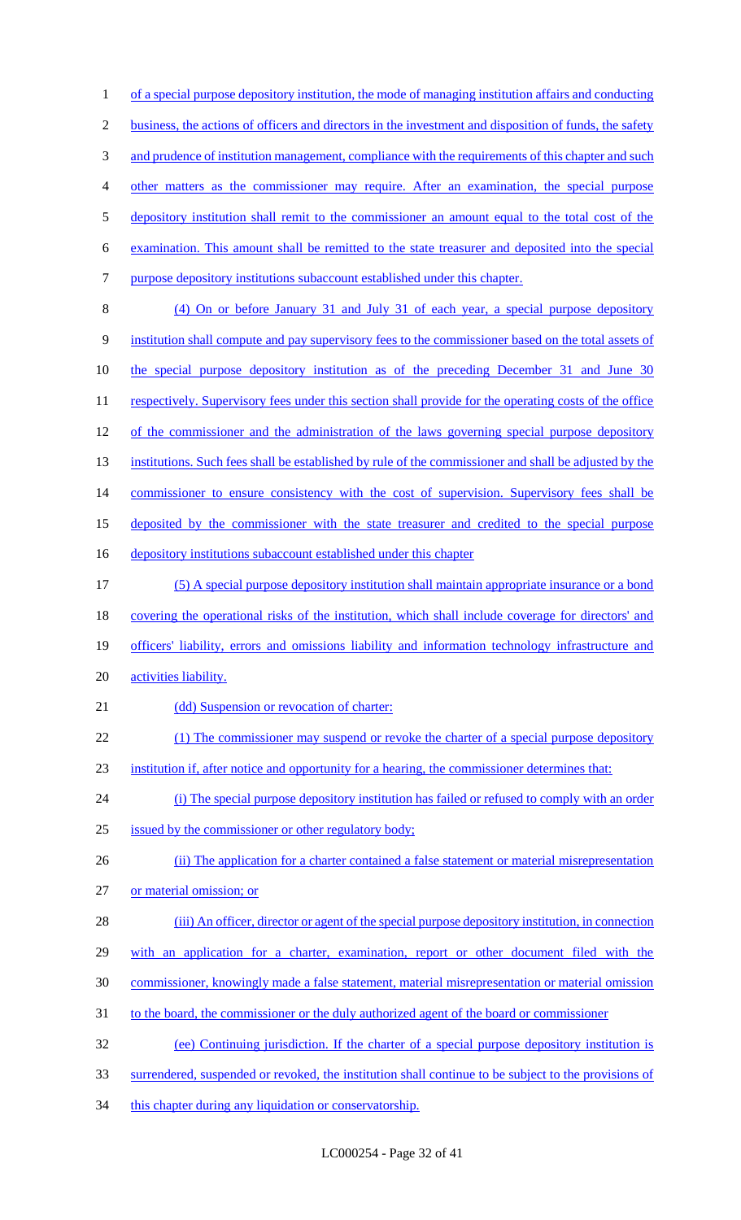of a special purpose depository institution, the mode of managing institution affairs and conducting business, the actions of officers and directors in the investment and disposition of funds, the safety and prudence of institution management, compliance with the requirements of this chapter and such other matters as the commissioner may require. After an examination, the special purpose depository institution shall remit to the commissioner an amount equal to the total cost of the examination. This amount shall be remitted to the state treasurer and deposited into the special purpose depository institutions subaccount established under this chapter.

(4) On or before January 31 and July 31 of each year, a special purpose depository institution shall compute and pay supervisory fees to the commissioner based on the total assets of the special purpose depository institution as of the preceding December 31 and June 30 respectively. Supervisory fees under this section shall provide for the operating costs of the office of the commissioner and the administration of the laws governing special purpose depository institutions. Such fees shall be established by rule of the commissioner and shall be adjusted by the commissioner to ensure consistency with the cost of supervision. Supervisory fees shall be deposited by the commissioner with the state treasurer and credited to the special purpose depository institutions subaccount established under this chapter

(5) A special purpose depository institution shall maintain appropriate insurance or a bond covering the operational risks of the institution, which shall include coverage for directors' and officers' liability, errors and omissions liability and information technology infrastructure and activities liability.

(dd) Suspension or revocation of charter:

(1) The commissioner may suspend or revoke the charter of a special purpose depository institution if, after notice and opportunity for a hearing, the commissioner determines that:

(i) The special purpose depository institution has failed or refused to comply with an order issued by the commissioner or other regulatory body;

(ii) The application for a charter contained a false statement or material misrepresentation or material omission; or

(iii) An officer, director or agent of the special purpose depository institution, in connection with an application for a charter, examination, report or other document filed with the commissioner, knowingly made a false statement, material misrepresentation or material omission to the board, the commissioner or the duly authorized agent of the board or commissioner

(ee) Continuing jurisdiction. If the charter of a special purpose depository institution is surrendered, suspended or revoked, the institution shall continue to be subject to the provisions of this chapter during any liquidation or conservatorship.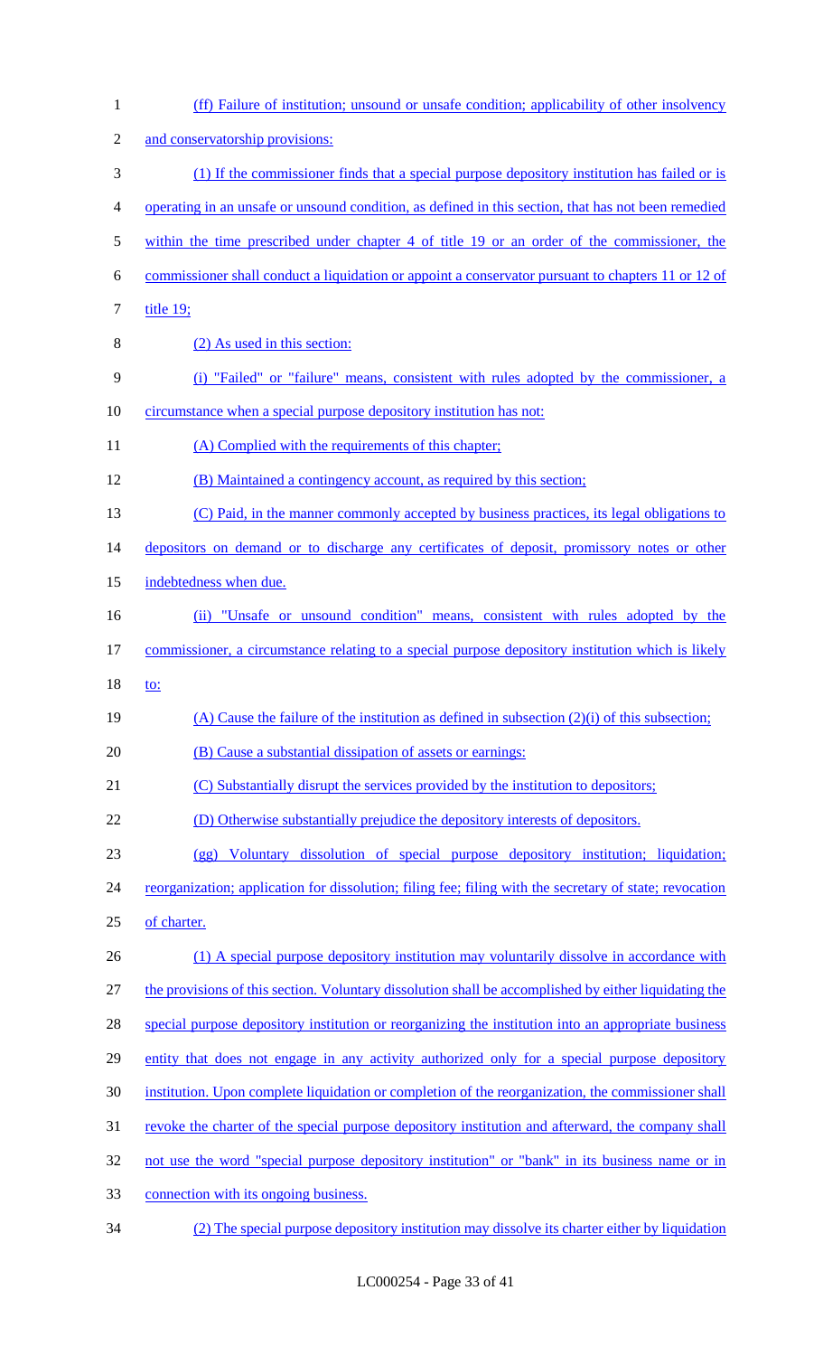(ff) Failure of institution; unsound or unsafe condition; applicability of other insolvency and conservatorship provisions:

(1) If the commissioner finds that a special purpose depository institution has failed or is operating in an unsafe or unsound condition, as defined in this section, that has not been remedied within the time prescribed under chapter 4 of title 19 or an order of the commissioner, the commissioner shall conduct a liquidation or appoint a conservator pursuant to chapters 11 or 12 of title 19;

(2) As used in this section:

(i) "Failed" or "failure" means, consistent with rules adopted by the commissioner, a circumstance when a special purpose depository institution has not:

(A) Complied with the requirements of this chapter;

(B) Maintained a contingency account, as required by this section;

(C) Paid, in the manner commonly accepted by business practices, its legal obligations to depositors on demand or to discharge any certificates of deposit, promissory notes or other indebtedness when due.

(ii) "Unsafe or unsound condition" means, consistent with rules adopted by the commissioner, a circumstance relating to a special purpose depository institution which is likely to:

(A) Cause the failure of the institution as defined in subsection (2)(i) of this subsection;

(B) Cause a substantial dissipation of assets or earnings:

(C) Substantially disrupt the services provided by the institution to depositors;

(D) Otherwise substantially prejudice the depository interests of depositors.

(gg) Voluntary dissolution of special purpose depository institution; liquidation; reorganization; application for dissolution; filing fee; filing with the secretary of state; revocation of charter.

(1) A special purpose depository institution may voluntarily dissolve in accordance with the provisions of this section. Voluntary dissolution shall be accomplished by either liquidating the special purpose depository institution or reorganizing the institution into an appropriate business entity that does not engage in any activity authorized only for a special purpose depository institution. Upon complete liquidation or completion of the reorganization, the commissioner shall revoke the charter of the special purpose depository institution and afterward, the company shall not use the word "special purpose depository institution" or "bank" in its business name or in connection with its ongoing business.

(2) The special purpose depository institution may dissolve its charter either by liquidation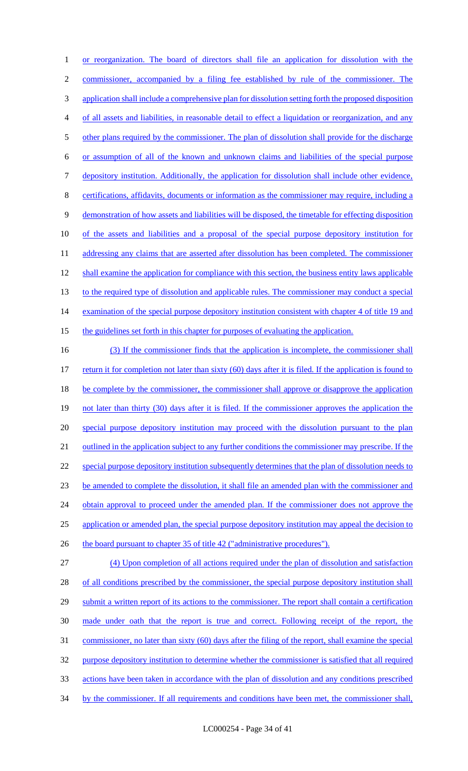or reorganization. The board of directors shall file an application for dissolution with the commissioner, accompanied by a filing fee established by rule of the commissioner. The application shall include a comprehensive plan for dissolution setting forth the proposed disposition of all assets and liabilities, in reasonable detail to effect a liquidation or reorganization, and any other plans required by the commissioner. The plan of dissolution shall provide for the discharge or assumption of all of the known and unknown claims and liabilities of the special purpose depository institution. Additionally, the application for dissolution shall include other evidence, certifications, affidavits, documents or information as the commissioner may require, including a demonstration of how assets and liabilities will be disposed, the timetable for effecting disposition of the assets and liabilities and a proposal of the special purpose depository institution for addressing any claims that are asserted after dissolution has been completed. The commissioner shall examine the application for compliance with this section, the business entity laws applicable to the required type of dissolution and applicable rules. The commissioner may conduct a special examination of the special purpose depository institution consistent with chapter 4 of title 19 and the guidelines set forth in this chapter for purposes of evaluating the application.

(3) If the commissioner finds that the application is incomplete, the commissioner shall return it for completion not later than sixty (60) days after it is filed. If the application is found to be complete by the commissioner, the commissioner shall approve or disapprove the application not later than thirty (30) days after it is filed. If the commissioner approves the application the special purpose depository institution may proceed with the dissolution pursuant to the plan outlined in the application subject to any further conditions the commissioner may prescribe. If the special purpose depository institution subsequently determines that the plan of dissolution needs to be amended to complete the dissolution, it shall file an amended plan with the commissioner and obtain approval to proceed under the amended plan. If the commissioner does not approve the application or amended plan, the special purpose depository institution may appeal the decision to the board pursuant to chapter 35 of title 42 ("administrative procedures").

(4) Upon completion of all actions required under the plan of dissolution and satisfaction of all conditions prescribed by the commissioner, the special purpose depository institution shall submit a written report of its actions to the commissioner. The report shall contain a certification made under oath that the report is true and correct. Following receipt of the report, the commissioner, no later than sixty (60) days after the filing of the report, shall examine the special purpose depository institution to determine whether the commissioner is satisfied that all required actions have been taken in accordance with the plan of dissolution and any conditions prescribed by the commissioner. If all requirements and conditions have been met, the commissioner shall,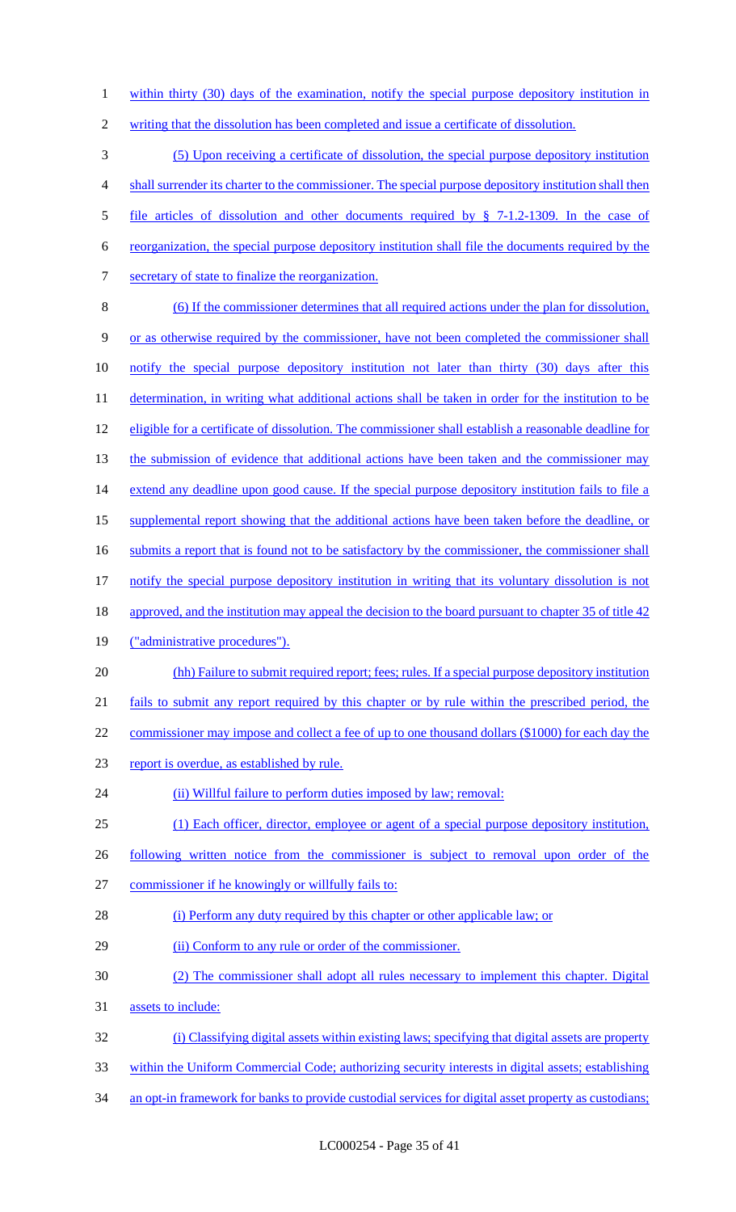within thirty (30) days of the examination, notify the special purpose depository institution in writing that the dissolution has been completed and issue a certificate of dissolution.

(5) Upon receiving a certificate of dissolution, the special purpose depository institution shall surrender its charter to the commissioner. The special purpose depository institution shall then file articles of dissolution and other documents required by § 7-1.2-1309. In the case of reorganization, the special purpose depository institution shall file the documents required by the secretary of state to finalize the reorganization.

(6) If the commissioner determines that all required actions under the plan for dissolution, or as otherwise required by the commissioner, have not been completed the commissioner shall notify the special purpose depository institution not later than thirty (30) days after this determination, in writing what additional actions shall be taken in order for the institution to be eligible for a certificate of dissolution. The commissioner shall establish a reasonable deadline for the submission of evidence that additional actions have been taken and the commissioner may extend any deadline upon good cause. If the special purpose depository institution fails to file a supplemental report showing that the additional actions have been taken before the deadline, or submits a report that is found not to be satisfactory by the commissioner, the commissioner shall notify the special purpose depository institution in writing that its voluntary dissolution is not approved, and the institution may appeal the decision to the board pursuant to chapter 35 of title 42 ("administrative procedures").

(hh) Failure to submit required report; fees; rules. If a special purpose depository institution fails to submit any report required by this chapter or by rule within the prescribed period, the commissioner may impose and collect a fee of up to one thousand dollars ($1000) for each day the report is overdue, as established by rule.

(ii) Willful failure to perform duties imposed by law; removal:

(1) Each officer, director, employee or agent of a special purpose depository institution, following written notice from the commissioner is subject to removal upon order of the commissioner if he knowingly or willfully fails to:

(i) Perform any duty required by this chapter or other applicable law; or

(ii) Conform to any rule or order of the commissioner.

(2) The commissioner shall adopt all rules necessary to implement this chapter. Digital assets to include:

(i) Classifying digital assets within existing laws; specifying that digital assets are property within the Uniform Commercial Code; authorizing security interests in digital assets; establishing an opt-in framework for banks to provide custodial services for digital asset property as custodians;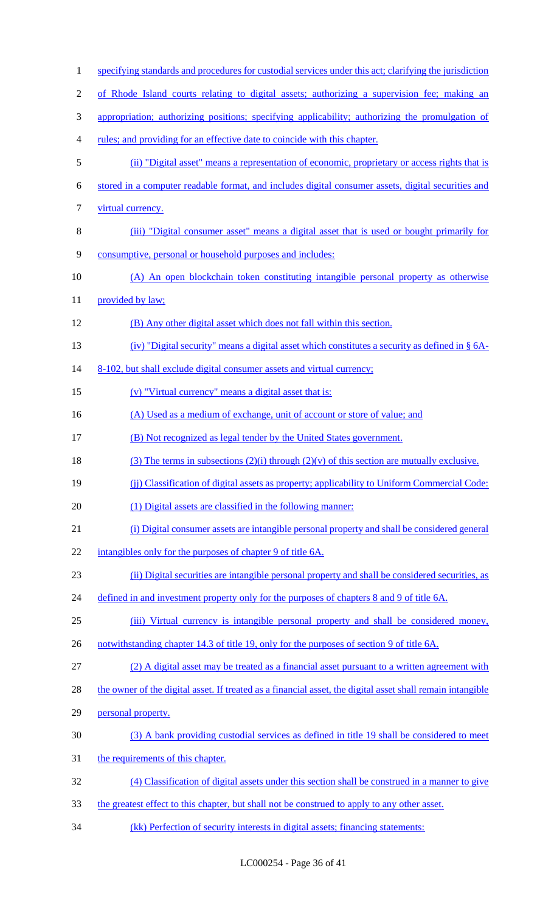specifying standards and procedures for custodial services under this act; clarifying the jurisdiction of Rhode Island courts relating to digital assets; authorizing a supervision fee; making an appropriation; authorizing positions; specifying applicability; authorizing the promulgation of rules; and providing for an effective date to coincide with this chapter.

(ii) "Digital asset" means a representation of economic, proprietary or access rights that is stored in a computer readable format, and includes digital consumer assets, digital securities and virtual currency.

(iii) "Digital consumer asset" means a digital asset that is used or bought primarily for consumptive, personal or household purposes and includes:

(A) An open blockchain token constituting intangible personal property as otherwise provided by law;

(B) Any other digital asset which does not fall within this section.

(iv) "Digital security" means a digital asset which constitutes a security as defined in § 6A-8-102, but shall exclude digital consumer assets and virtual currency;

(v) "Virtual currency" means a digital asset that is:

(A) Used as a medium of exchange, unit of account or store of value; and

(B) Not recognized as legal tender by the United States government.

(3) The terms in subsections (2)(i) through (2)(v) of this section are mutually exclusive.

(jj) Classification of digital assets as property; applicability to Uniform Commercial Code:

(1) Digital assets are classified in the following manner:

(i) Digital consumer assets are intangible personal property and shall be considered general intangibles only for the purposes of chapter 9 of title 6A.

(ii) Digital securities are intangible personal property and shall be considered securities, as defined in and investment property only for the purposes of chapters 8 and 9 of title 6A.

(iii) Virtual currency is intangible personal property and shall be considered money, notwithstanding chapter 14.3 of title 19, only for the purposes of section 9 of title 6A.

(2) A digital asset may be treated as a financial asset pursuant to a written agreement with the owner of the digital asset. If treated as a financial asset, the digital asset shall remain intangible personal property.

(3) A bank providing custodial services as defined in title 19 shall be considered to meet the requirements of this chapter.

(4) Classification of digital assets under this section shall be construed in a manner to give the greatest effect to this chapter, but shall not be construed to apply to any other asset.

(kk) Perfection of security interests in digital assets; financing statements: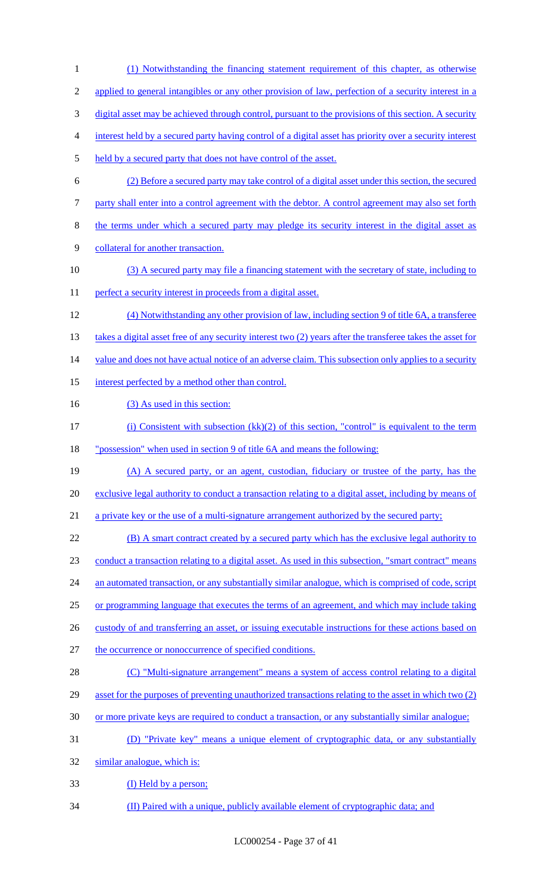(1) Notwithstanding the financing statement requirement of this chapter, as otherwise applied to general intangibles or any other provision of law, perfection of a security interest in a digital asset may be achieved through control, pursuant to the provisions of this section. A security interest held by a secured party having control of a digital asset has priority over a security interest held by a secured party that does not have control of the asset.

(2) Before a secured party may take control of a digital asset under this section, the secured party shall enter into a control agreement with the debtor. A control agreement may also set forth the terms under which a secured party may pledge its security interest in the digital asset as collateral for another transaction.

(3) A secured party may file a financing statement with the secretary of state, including to perfect a security interest in proceeds from a digital asset.

(4) Notwithstanding any other provision of law, including section 9 of title 6A, a transferee takes a digital asset free of any security interest two (2) years after the transferee takes the asset for value and does not have actual notice of an adverse claim. This subsection only applies to a security interest perfected by a method other than control.

(3) As used in this section:

(i) Consistent with subsection (kk)(2) of this section, "control" is equivalent to the term "possession" when used in section 9 of title 6A and means the following:

(A) A secured party, or an agent, custodian, fiduciary or trustee of the party, has the exclusive legal authority to conduct a transaction relating to a digital asset, including by means of a private key or the use of a multi-signature arrangement authorized by the secured party;

(B) A smart contract created by a secured party which has the exclusive legal authority to conduct a transaction relating to a digital asset. As used in this subsection, "smart contract" means an automated transaction, or any substantially similar analogue, which is comprised of code, script or programming language that executes the terms of an agreement, and which may include taking custody of and transferring an asset, or issuing executable instructions for these actions based on the occurrence or nonoccurrence of specified conditions.

(C) "Multi-signature arrangement" means a system of access control relating to a digital asset for the purposes of preventing unauthorized transactions relating to the asset in which two (2) or more private keys are required to conduct a transaction, or any substantially similar analogue;

(D) "Private key" means a unique element of cryptographic data, or any substantially similar analogue, which is:

(I) Held by a person;

(II) Paired with a unique, publicly available element of cryptographic data; and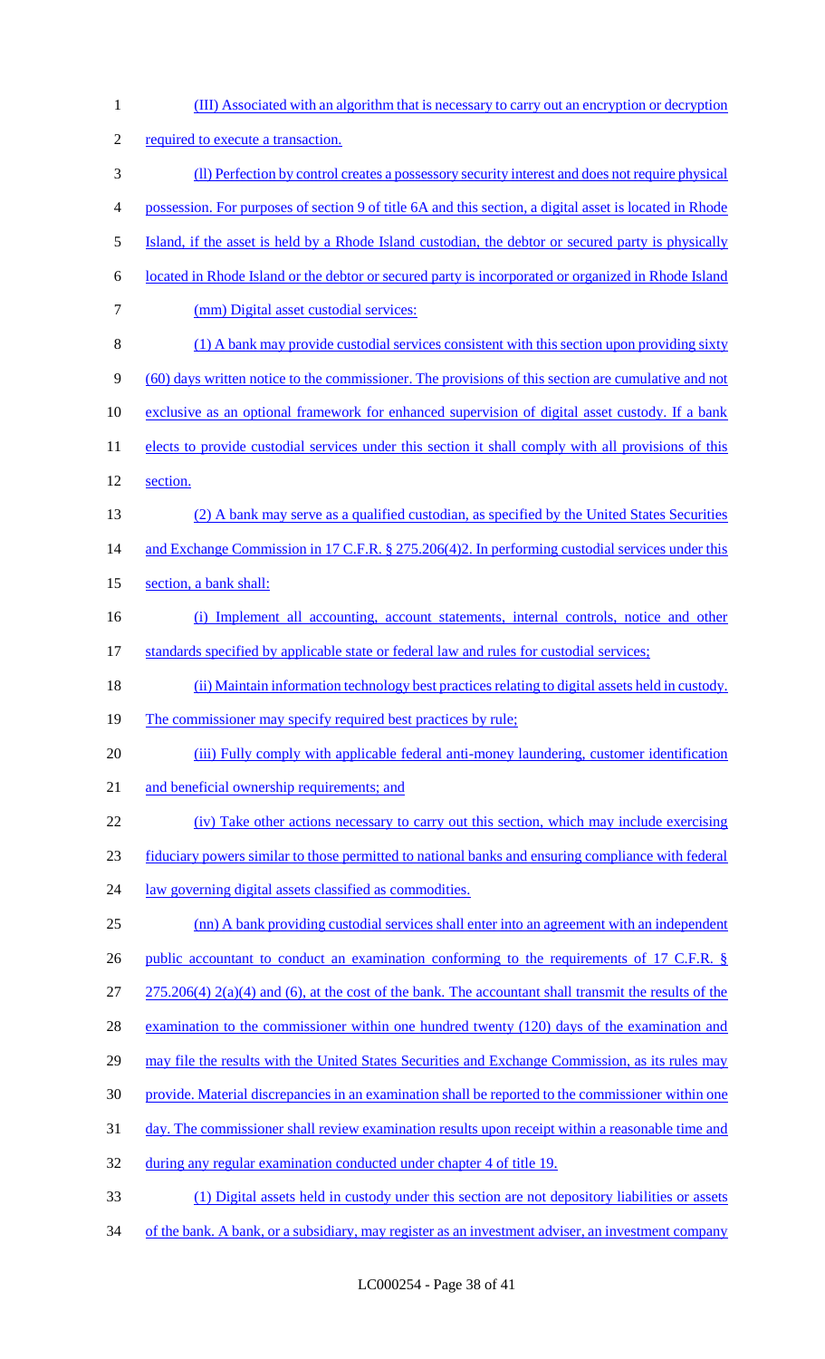(III) Associated with an algorithm that is necessary to carry out an encryption or decryption required to execute a transaction.

(ll) Perfection by control creates a possessory security interest and does not require physical possession. For purposes of section 9 of title 6A and this section, a digital asset is located in Rhode Island, if the asset is held by a Rhode Island custodian, the debtor or secured party is physically located in Rhode Island or the debtor or secured party is incorporated or organized in Rhode Island

(mm) Digital asset custodial services:

(1) A bank may provide custodial services consistent with this section upon providing sixty (60) days written notice to the commissioner. The provisions of this section are cumulative and not exclusive as an optional framework for enhanced supervision of digital asset custody. If a bank elects to provide custodial services under this section it shall comply with all provisions of this section.

(2) A bank may serve as a qualified custodian, as specified by the United States Securities and Exchange Commission in 17 C.F.R. § 275.206(4)2. In performing custodial services under this section, a bank shall:

(i) Implement all accounting, account statements, internal controls, notice and other standards specified by applicable state or federal law and rules for custodial services;

(ii) Maintain information technology best practices relating to digital assets held in custody. The commissioner may specify required best practices by rule;

(iii) Fully comply with applicable federal anti-money laundering, customer identification and beneficial ownership requirements; and

(iv) Take other actions necessary to carry out this section, which may include exercising fiduciary powers similar to those permitted to national banks and ensuring compliance with federal law governing digital assets classified as commodities.

(nn) A bank providing custodial services shall enter into an agreement with an independent public accountant to conduct an examination conforming to the requirements of 17 C.F.R. § 275.206(4) 2(a)(4) and (6), at the cost of the bank. The accountant shall transmit the results of the examination to the commissioner within one hundred twenty (120) days of the examination and may file the results with the United States Securities and Exchange Commission, as its rules may provide. Material discrepancies in an examination shall be reported to the commissioner within one day. The commissioner shall review examination results upon receipt within a reasonable time and during any regular examination conducted under chapter 4 of title 19.

(1) Digital assets held in custody under this section are not depository liabilities or assets of the bank. A bank, or a subsidiary, may register as an investment adviser, an investment company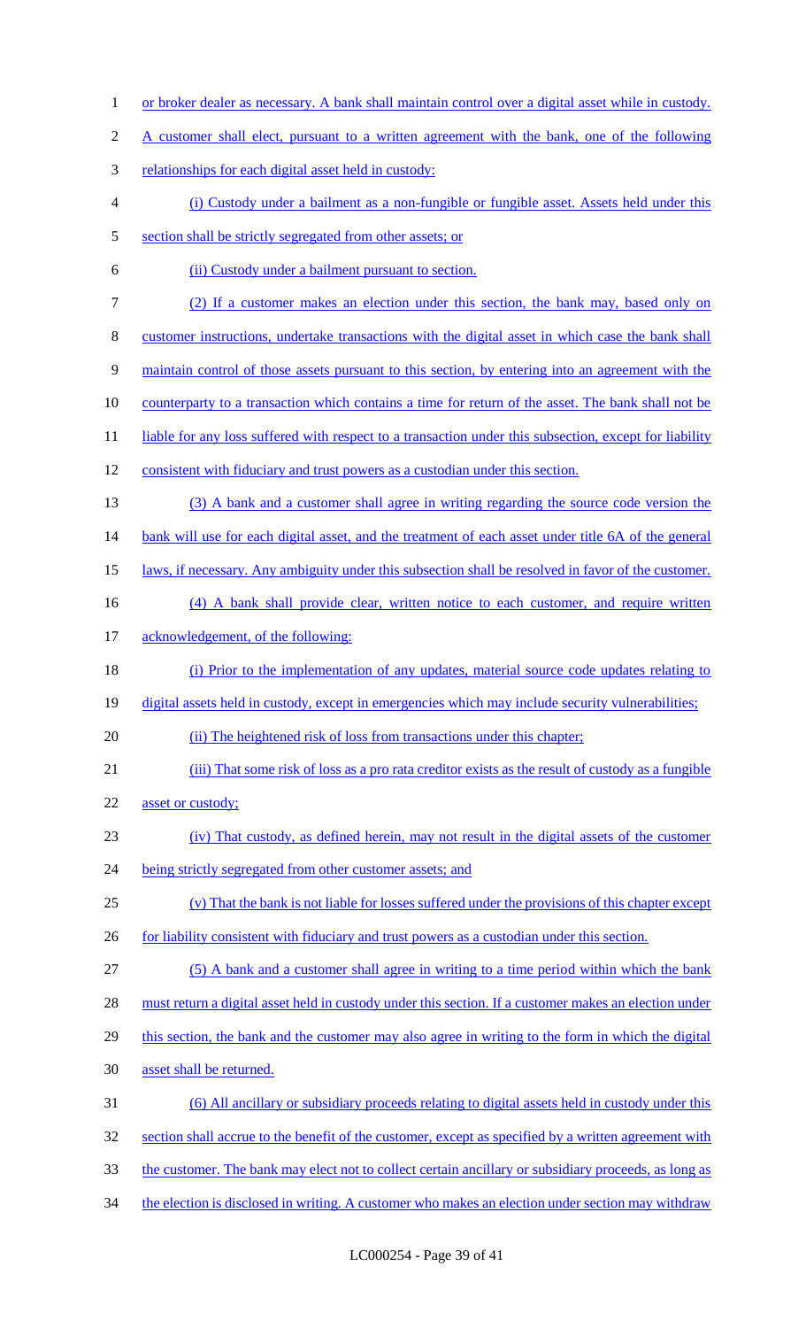or broker dealer as necessary. A bank shall maintain control over a digital asset while in custody. A customer shall elect, pursuant to a written agreement with the bank, one of the following relationships for each digital asset held in custody:

(i) Custody under a bailment as a non-fungible or fungible asset. Assets held under this section shall be strictly segregated from other assets; or

(ii) Custody under a bailment pursuant to section.

(2) If a customer makes an election under this section, the bank may, based only on customer instructions, undertake transactions with the digital asset in which case the bank shall maintain control of those assets pursuant to this section, by entering into an agreement with the counterparty to a transaction which contains a time for return of the asset. The bank shall not be liable for any loss suffered with respect to a transaction under this subsection, except for liability consistent with fiduciary and trust powers as a custodian under this section.

(3) A bank and a customer shall agree in writing regarding the source code version the bank will use for each digital asset, and the treatment of each asset under title 6A of the general laws, if necessary. Any ambiguity under this subsection shall be resolved in favor of the customer.

(4) A bank shall provide clear, written notice to each customer, and require written acknowledgement, of the following:

(i) Prior to the implementation of any updates, material source code updates relating to digital assets held in custody, except in emergencies which may include security vulnerabilities;

(ii) The heightened risk of loss from transactions under this chapter;

(iii) That some risk of loss as a pro rata creditor exists as the result of custody as a fungible asset or custody;

(iv) That custody, as defined herein, may not result in the digital assets of the customer being strictly segregated from other customer assets; and

(v) That the bank is not liable for losses suffered under the provisions of this chapter except for liability consistent with fiduciary and trust powers as a custodian under this section.

(5) A bank and a customer shall agree in writing to a time period within which the bank must return a digital asset held in custody under this section. If a customer makes an election under this section, the bank and the customer may also agree in writing to the form in which the digital asset shall be returned.

(6) All ancillary or subsidiary proceeds relating to digital assets held in custody under this section shall accrue to the benefit of the customer, except as specified by a written agreement with the customer. The bank may elect not to collect certain ancillary or subsidiary proceeds, as long as the election is disclosed in writing. A customer who makes an election under section may withdraw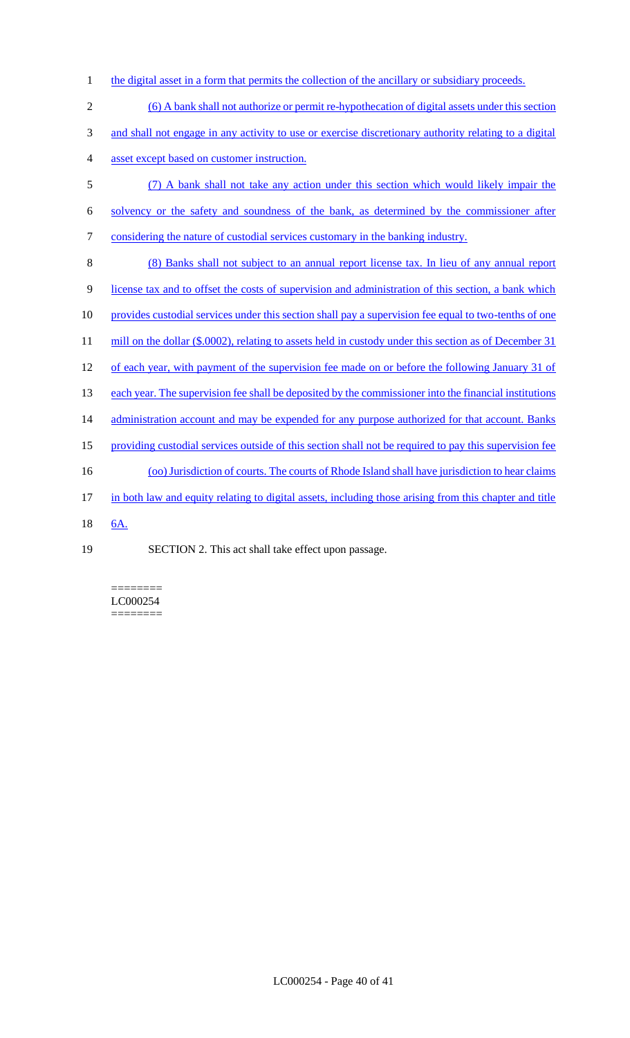the digital asset in a form that permits the collection of the ancillary or subsidiary proceeds.

(6) A bank shall not authorize or permit re-hypothecation of digital assets under this section and shall not engage in any activity to use or exercise discretionary authority relating to a digital asset except based on customer instruction.

(7) A bank shall not take any action under this section which would likely impair the solvency or the safety and soundness of the bank, as determined by the commissioner after considering the nature of custodial services customary in the banking industry.

(8) Banks shall not subject to an annual report license tax. In lieu of any annual report license tax and to offset the costs of supervision and administration of this section, a bank which provides custodial services under this section shall pay a supervision fee equal to two-tenths of one mill on the dollar ($.0002), relating to assets held in custody under this section as of December 31 of each year, with payment of the supervision fee made on or before the following January 31 of each year. The supervision fee shall be deposited by the commissioner into the financial institutions administration account and may be expended for any purpose authorized for that account. Banks providing custodial services outside of this section shall not be required to pay this supervision fee

(oo) Jurisdiction of courts. The courts of Rhode Island shall have jurisdiction to hear claims in both law and equity relating to digital assets, including those arising from this chapter and title 6A.

SECTION 2. This act shall take effect upon passage.

========
LC000254
========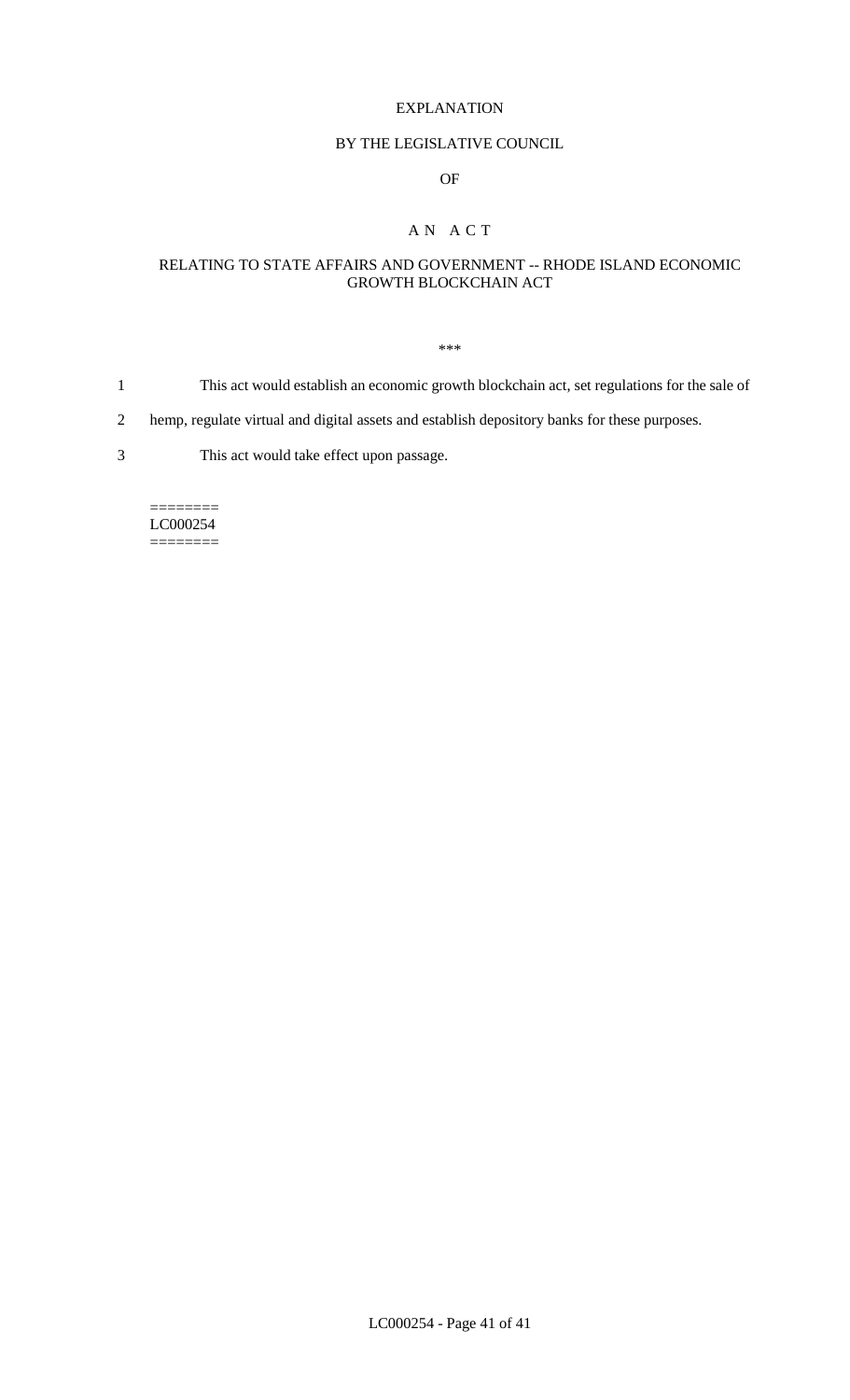EXPLANATION

BY THE LEGISLATIVE COUNCIL

OF

A N A C T

RELATING TO STATE AFFAIRS AND GOVERNMENT -- RHODE ISLAND ECONOMIC GROWTH BLOCKCHAIN ACT

\*\*\*

1 This act would establish an economic growth blockchain act, set regulations for the sale of

2 hemp, regulate virtual and digital assets and establish depository banks for these purposes.

3 This act would take effect upon passage.

========
LC000254
========